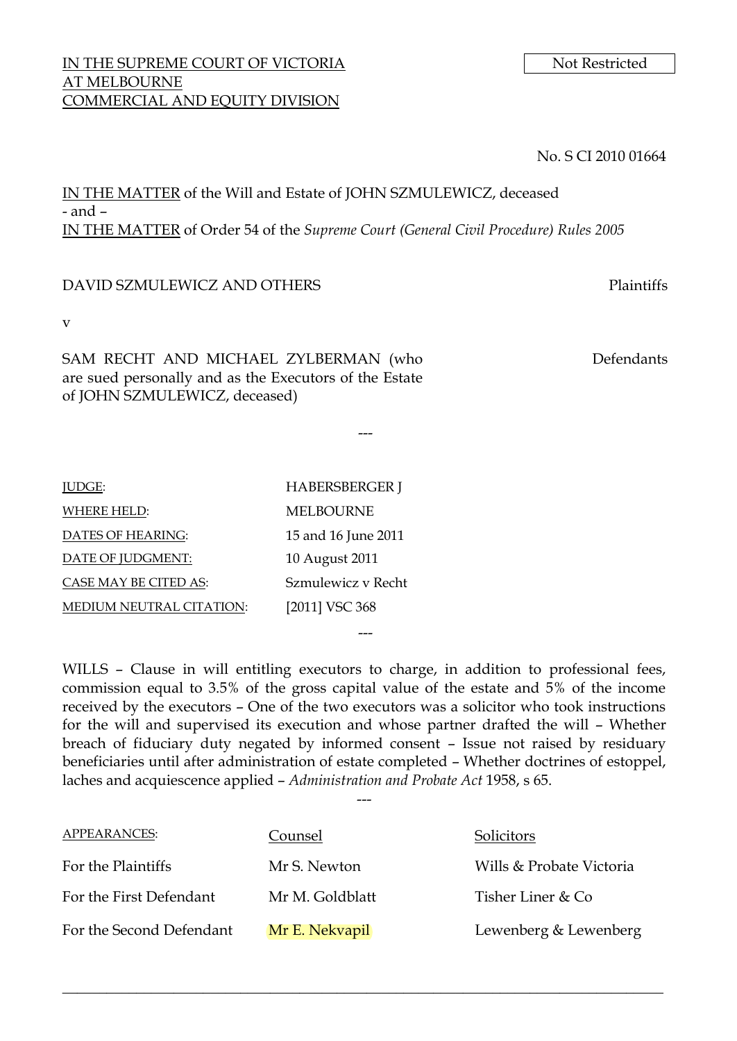IN THE SUPREME COURT OF VICTORIA
AT MELBOURNE
COMMERCIAL AND EQUITY DIVISION

Not Restricted

No. S CI 2010 01664

IN THE MATTER of the Will and Estate of JOHN SZMULEWICZ, deceased
- and –
IN THE MATTER of Order 54 of the *Supreme Court (General Civil Procedure) Rules 2005*

DAVID SZMULEWICZ AND OTHERS — Plaintiffs

v

SAM RECHT AND MICHAEL ZYLBERMAN (who are sued personally and as the Executors of the Estate of JOHN SZMULEWICZ, deceased) — Defendants

---

| | |
|---|---|
| JUDGE: | HABERSBERGER J |
| WHERE HELD: | MELBOURNE |
| DATES OF HEARING: | 15 and 16 June 2011 |
| DATE OF JUDGMENT: | 10 August 2011 |
| CASE MAY BE CITED AS: | Szmulewicz v Recht |
| MEDIUM NEUTRAL CITATION: | [2011] VSC 368 |

---

WILLS – Clause in will entitling executors to charge, in addition to professional fees, commission equal to 3.5% of the gross capital value of the estate and 5% of the income received by the executors – One of the two executors was a solicitor who took instructions for the will and supervised its execution and whose partner drafted the will – Whether breach of fiduciary duty negated by informed consent – Issue not raised by residuary beneficiaries until after administration of estate completed – Whether doctrines of estoppel, laches and acquiescence applied – *Administration and Probate Act* 1958, s 65.

---

| APPEARANCES: | Counsel | Solicitors |
|---|---|---|
| For the Plaintiffs | Mr S. Newton | Wills & Probate Victoria |
| For the First Defendant | Mr M. Goldblatt | Tisher Liner & Co |
| For the Second Defendant | Mr E. Nekvapil | Lewenberg & Lewenberg |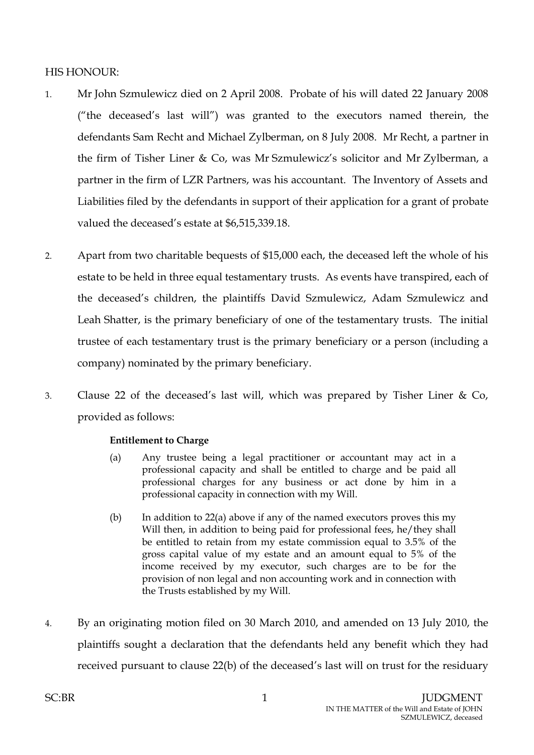HIS HONOUR:

1. Mr John Szmulewicz died on 2 April 2008. Probate of his will dated 22 January 2008 ("the deceased's last will") was granted to the executors named therein, the defendants Sam Recht and Michael Zylberman, on 8 July 2008. Mr Recht, a partner in the firm of Tisher Liner & Co, was Mr Szmulewicz's solicitor and Mr Zylberman, a partner in the firm of LZR Partners, was his accountant. The Inventory of Assets and Liabilities filed by the defendants in support of their application for a grant of probate valued the deceased's estate at $6,515,339.18.

2. Apart from two charitable bequests of $15,000 each, the deceased left the whole of his estate to be held in three equal testamentary trusts. As events have transpired, each of the deceased's children, the plaintiffs David Szmulewicz, Adam Szmulewicz and Leah Shatter, is the primary beneficiary of one of the testamentary trusts. The initial trustee of each testamentary trust is the primary beneficiary or a person (including a company) nominated by the primary beneficiary.

3. Clause 22 of the deceased's last will, which was prepared by Tisher Liner & Co, provided as follows:

   > **Entitlement to Charge**
   >
   > (a) Any trustee being a legal practitioner or accountant may act in a professional capacity and shall be entitled to charge and be paid all professional charges for any business or act done by him in a professional capacity in connection with my Will.
   >
   > (b) In addition to 22(a) above if any of the named executors proves this my Will then, in addition to being paid for professional fees, he/they shall be entitled to retain from my estate commission equal to 3.5% of the gross capital value of my estate and an amount equal to 5% of the income received by my executor, such charges are to be for the provision of non legal and non accounting work and in connection with the Trusts established by my Will.

4. By an originating motion filed on 30 March 2010, and amended on 13 July 2010, the plaintiffs sought a declaration that the defendants held any benefit which they had received pursuant to clause 22(b) of the deceased's last will on trust for the residuary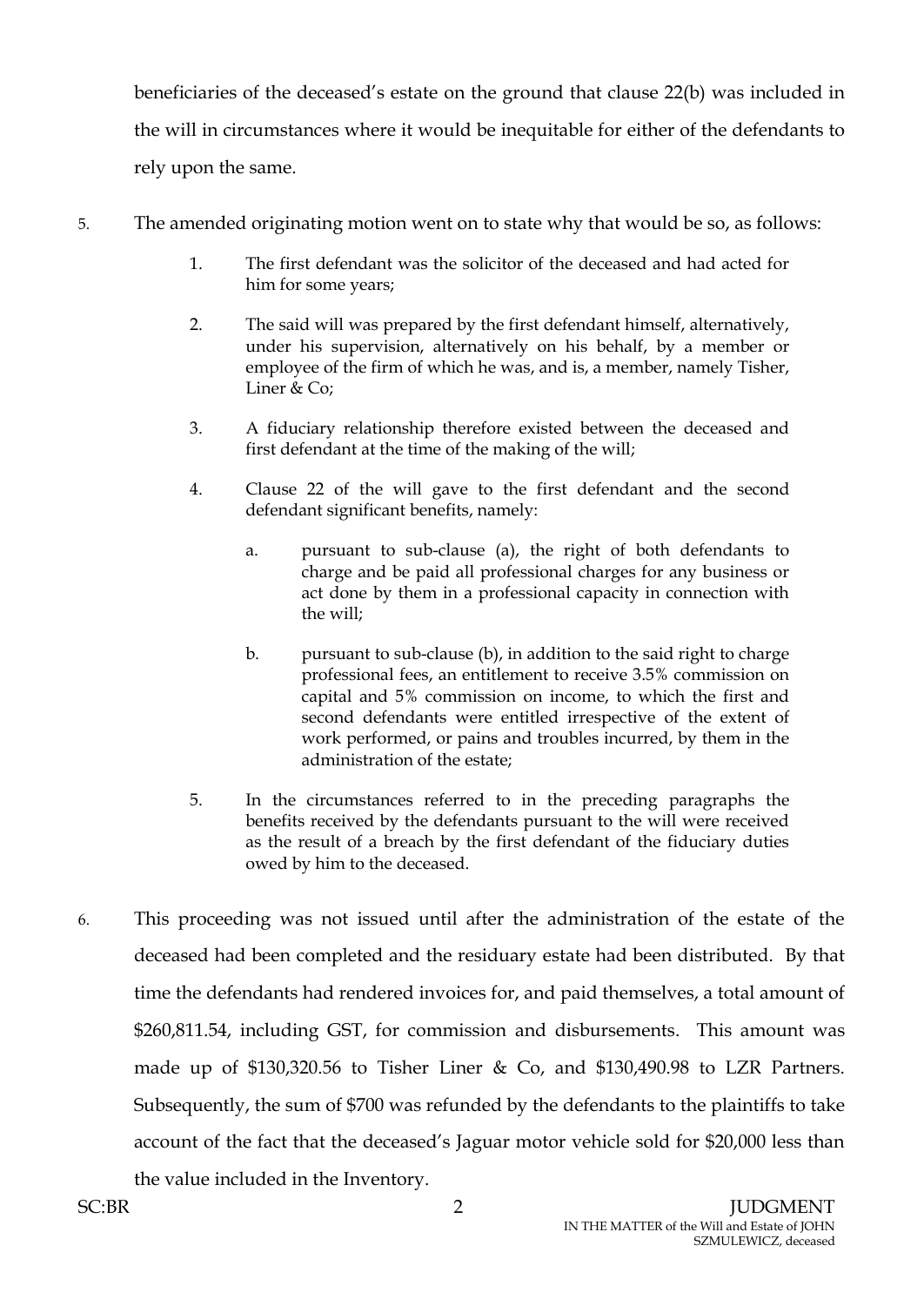beneficiaries of the deceased's estate on the ground that clause 22(b) was included in the will in circumstances where it would be inequitable for either of the defendants to rely upon the same.

5. The amended originating motion went on to state why that would be so, as follows:

> 1. The first defendant was the solicitor of the deceased and had acted for him for some years;
>
> 2. The said will was prepared by the first defendant himself, alternatively, under his supervision, alternatively on his behalf, by a member or employee of the firm of which he was, and is, a member, namely Tisher, Liner & Co;
>
> 3. A fiduciary relationship therefore existed between the deceased and first defendant at the time of the making of the will;
>
> 4. Clause 22 of the will gave to the first defendant and the second defendant significant benefits, namely:
>
>     a. pursuant to sub-clause (a), the right of both defendants to charge and be paid all professional charges for any business or act done by them in a professional capacity in connection with the will;
>
>     b. pursuant to sub-clause (b), in addition to the said right to charge professional fees, an entitlement to receive 3.5% commission on capital and 5% commission on income, to which the first and second defendants were entitled irrespective of the extent of work performed, or pains and troubles incurred, by them in the administration of the estate;
>
> 5. In the circumstances referred to in the preceding paragraphs the benefits received by the defendants pursuant to the will were received as the result of a breach by the first defendant of the fiduciary duties owed by him to the deceased.

6. This proceeding was not issued until after the administration of the estate of the deceased had been completed and the residuary estate had been distributed. By that time the defendants had rendered invoices for, and paid themselves, a total amount of $260,811.54, including GST, for commission and disbursements. This amount was made up of $130,320.56 to Tisher Liner & Co, and $130,490.98 to LZR Partners. Subsequently, the sum of $700 was refunded by the defendants to the plaintiffs to take account of the fact that the deceased's Jaguar motor vehicle sold for $20,000 less than the value included in the Inventory.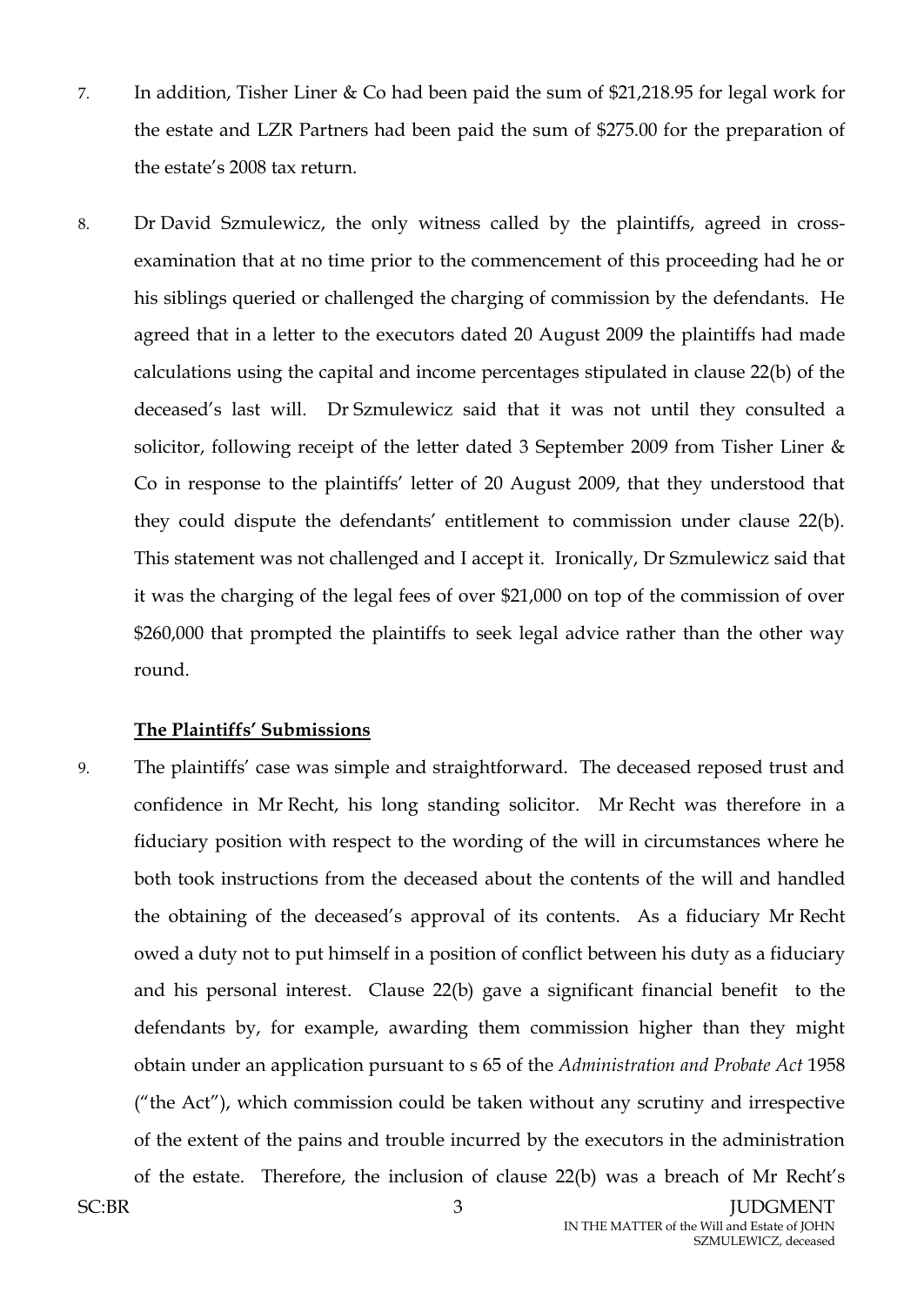7. In addition, Tisher Liner & Co had been paid the sum of $21,218.95 for legal work for the estate and LZR Partners had been paid the sum of $275.00 for the preparation of the estate's 2008 tax return.

8. Dr David Szmulewicz, the only witness called by the plaintiffs, agreed in cross-examination that at no time prior to the commencement of this proceeding had he or his siblings queried or challenged the charging of commission by the defendants. He agreed that in a letter to the executors dated 20 August 2009 the plaintiffs had made calculations using the capital and income percentages stipulated in clause 22(b) of the deceased's last will. Dr Szmulewicz said that it was not until they consulted a solicitor, following receipt of the letter dated 3 September 2009 from Tisher Liner & Co in response to the plaintiffs' letter of 20 August 2009, that they understood that they could dispute the defendants' entitlement to commission under clause 22(b). This statement was not challenged and I accept it. Ironically, Dr Szmulewicz said that it was the charging of the legal fees of over $21,000 on top of the commission of over $260,000 that prompted the plaintiffs to seek legal advice rather than the other way round.

**The Plaintiffs' Submissions**

9. The plaintiffs' case was simple and straightforward. The deceased reposed trust and confidence in Mr Recht, his long standing solicitor. Mr Recht was therefore in a fiduciary position with respect to the wording of the will in circumstances where he both took instructions from the deceased about the contents of the will and handled the obtaining of the deceased's approval of its contents. As a fiduciary Mr Recht owed a duty not to put himself in a position of conflict between his duty as a fiduciary and his personal interest. Clause 22(b) gave a significant financial benefit to the defendants by, for example, awarding them commission higher than they might obtain under an application pursuant to s 65 of the *Administration and Probate Act* 1958 ("the Act"), which commission could be taken without any scrutiny and irrespective of the extent of the pains and trouble incurred by the executors in the administration of the estate. Therefore, the inclusion of clause 22(b) was a breach of Mr Recht's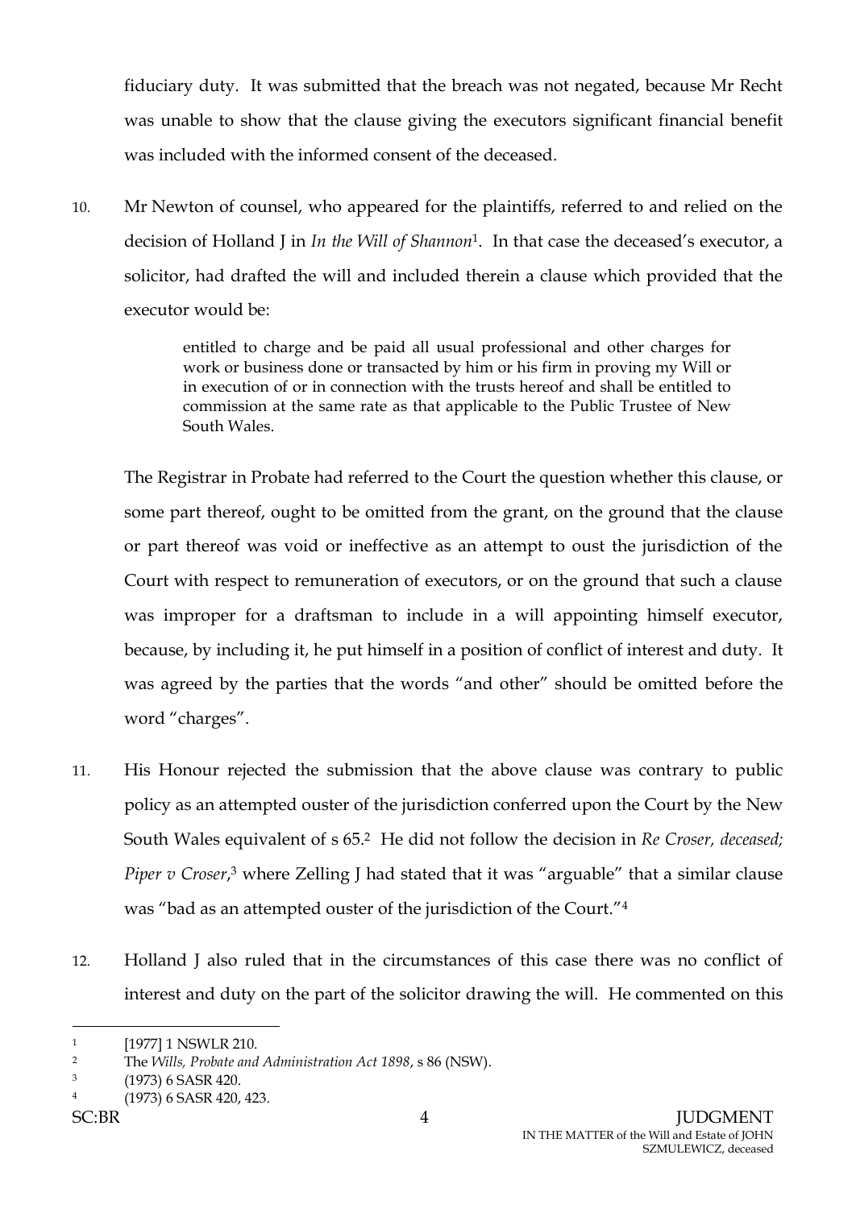fiduciary duty. It was submitted that the breach was not negated, because Mr Recht was unable to show that the clause giving the executors significant financial benefit was included with the informed consent of the deceased.

10. Mr Newton of counsel, who appeared for the plaintiffs, referred to and relied on the decision of Holland J in *In the Will of Shannon*[1]. In that case the deceased's executor, a solicitor, had drafted the will and included therein a clause which provided that the executor would be:

> entitled to charge and be paid all usual professional and other charges for work or business done or transacted by him or his firm in proving my Will or in execution of or in connection with the trusts hereof and shall be entitled to commission at the same rate as that applicable to the Public Trustee of New South Wales.

The Registrar in Probate had referred to the Court the question whether this clause, or some part thereof, ought to be omitted from the grant, on the ground that the clause or part thereof was void or ineffective as an attempt to oust the jurisdiction of the Court with respect to remuneration of executors, or on the ground that such a clause was improper for a draftsman to include in a will appointing himself executor, because, by including it, he put himself in a position of conflict of interest and duty. It was agreed by the parties that the words "and other" should be omitted before the word "charges".

11. His Honour rejected the submission that the above clause was contrary to public policy as an attempted ouster of the jurisdiction conferred upon the Court by the New South Wales equivalent of s 65.[2] He did not follow the decision in *Re Croser, deceased; Piper v Croser*,[3] where Zelling J had stated that it was "arguable" that a similar clause was "bad as an attempted ouster of the jurisdiction of the Court."[4]

12. Holland J also ruled that in the circumstances of this case there was no conflict of interest and duty on the part of the solicitor drawing the will. He commented on this

---

[1] [1977] 1 NSWLR 210.

[2] The *Wills, Probate and Administration Act 1898*, s 86 (NSW).

[3] (1973) 6 SASR 420.

[4] (1973) 6 SASR 420, 423.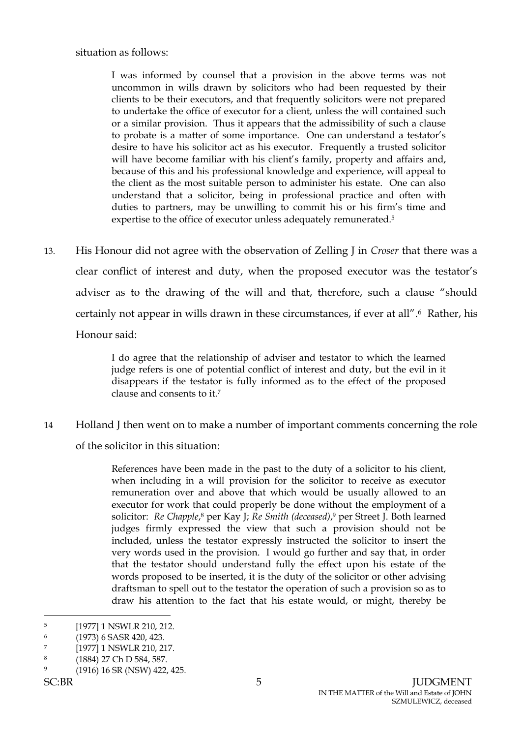situation as follows:

> I was informed by counsel that a provision in the above terms was not uncommon in wills drawn by solicitors who had been requested by their clients to be their executors, and that frequently solicitors were not prepared to undertake the office of executor for a client, unless the will contained such or a similar provision. Thus it appears that the admissibility of such a clause to probate is a matter of some importance. One can understand a testator's desire to have his solicitor act as his executor. Frequently a trusted solicitor will have become familiar with his client's family, property and affairs and, because of this and his professional knowledge and experience, will appeal to the client as the most suitable person to administer his estate. One can also understand that a solicitor, being in professional practice and often with duties to partners, may be unwilling to commit his or his firm's time and expertise to the office of executor unless adequately remunerated.[5]

13. His Honour did not agree with the observation of Zelling J in *Croser* that there was a clear conflict of interest and duty, when the proposed executor was the testator's adviser as to the drawing of the will and that, therefore, such a clause "should certainly not appear in wills drawn in these circumstances, if ever at all".[6] Rather, his Honour said:

> I do agree that the relationship of adviser and testator to which the learned judge refers is one of potential conflict of interest and duty, but the evil in it disappears if the testator is fully informed as to the effect of the proposed clause and consents to it.[7]

14 Holland J then went on to make a number of important comments concerning the role of the solicitor in this situation:

> References have been made in the past to the duty of a solicitor to his client, when including in a will provision for the solicitor to receive as executor remuneration over and above that which would be usually allowed to an executor for work that could properly be done without the employment of a solicitor: *Re Chapple*,[8] per Kay J; *Re Smith (deceased)*,[9] per Street J. Both learned judges firmly expressed the view that such a provision should not be included, unless the testator expressly instructed the solicitor to insert the very words used in the provision. I would go further and say that, in order that the testator should understand fully the effect upon his estate of the words proposed to be inserted, it is the duty of the solicitor or other advising draftsman to spell out to the testator the operation of such a provision so as to draw his attention to the fact that his estate would, or might, thereby be

---

5 [1977] 1 NSWLR 210, 212.

6 (1973) 6 SASR 420, 423.

7 [1977] 1 NSWLR 210, 217.

8 (1884) 27 Ch D 584, 587.

9 (1916) 16 SR (NSW) 422, 425.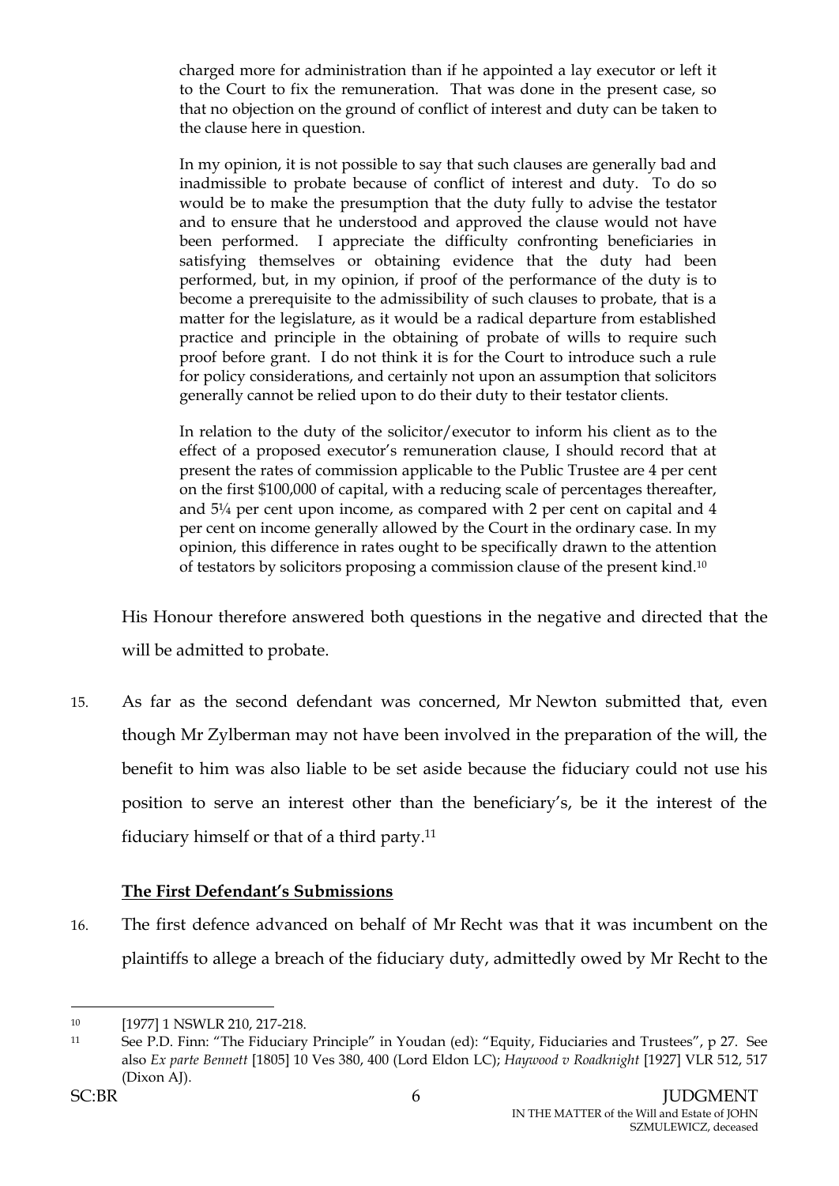charged more for administration than if he appointed a lay executor or left it to the Court to fix the remuneration. That was done in the present case, so that no objection on the ground of conflict of interest and duty can be taken to the clause here in question.

> In my opinion, it is not possible to say that such clauses are generally bad and inadmissible to probate because of conflict of interest and duty. To do so would be to make the presumption that the duty fully to advise the testator and to ensure that he understood and approved the clause would not have been performed. I appreciate the difficulty confronting beneficiaries in satisfying themselves or obtaining evidence that the duty had been performed, but, in my opinion, if proof of the performance of the duty is to become a prerequisite to the admissibility of such clauses to probate, that is a matter for the legislature, as it would be a radical departure from established practice and principle in the obtaining of probate of wills to require such proof before grant. I do not think it is for the Court to introduce such a rule for policy considerations, and certainly not upon an assumption that solicitors generally cannot be relied upon to do their duty to their testator clients.
>
> In relation to the duty of the solicitor/executor to inform his client as to the effect of a proposed executor's remuneration clause, I should record that at present the rates of commission applicable to the Public Trustee are 4 per cent on the first $100,000 of capital, with a reducing scale of percentages thereafter, and 5¼ per cent upon income, as compared with 2 per cent on capital and 4 per cent on income generally allowed by the Court in the ordinary case. In my opinion, this difference in rates ought to be specifically drawn to the attention of testators by solicitors proposing a commission clause of the present kind.[10]

His Honour therefore answered both questions in the negative and directed that the will be admitted to probate.

15. As far as the second defendant was concerned, Mr Newton submitted that, even though Mr Zylberman may not have been involved in the preparation of the will, the benefit to him was also liable to be set aside because the fiduciary could not use his position to serve an interest other than the beneficiary's, be it the interest of the fiduciary himself or that of a third party.[11]

**The First Defendant's Submissions**

16. The first defence advanced on behalf of Mr Recht was that it was incumbent on the plaintiffs to allege a breach of the fiduciary duty, admittedly owed by Mr Recht to the

---

[10] [1977] 1 NSWLR 210, 217-218.

[11] See P.D. Finn: "The Fiduciary Principle" in Youdan (ed): "Equity, Fiduciaries and Trustees", p 27. See also *Ex parte Bennett* [1805] 10 Ves 380, 400 (Lord Eldon LC); *Haywood v Roadknight* [1927] VLR 512, 517 (Dixon AJ).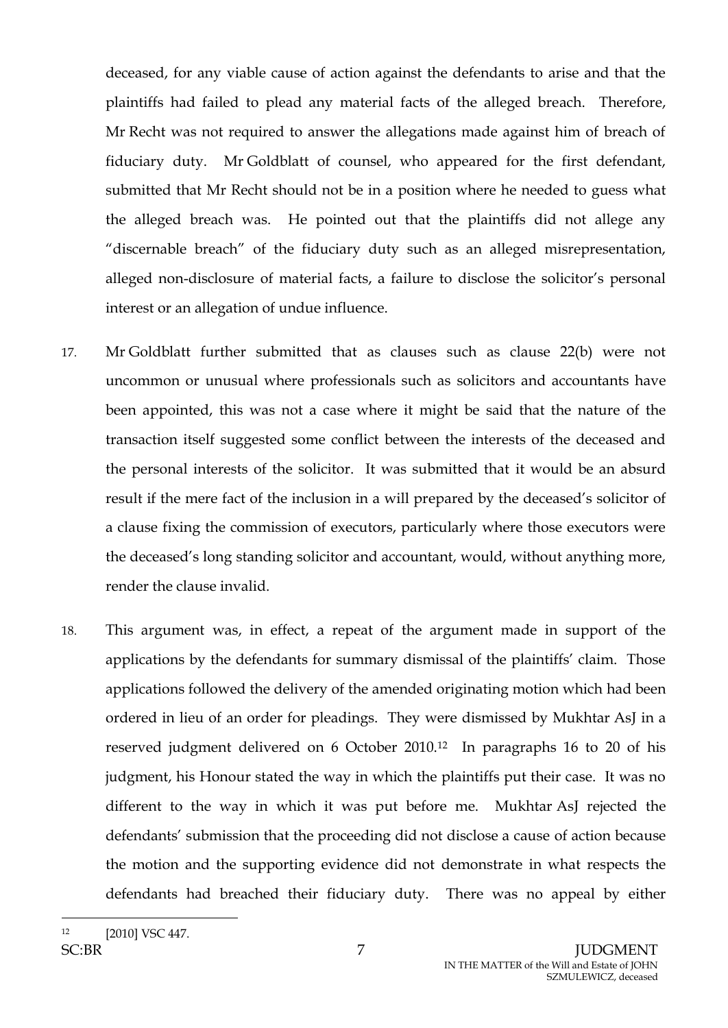deceased, for any viable cause of action against the defendants to arise and that the plaintiffs had failed to plead any material facts of the alleged breach. Therefore, Mr Recht was not required to answer the allegations made against him of breach of fiduciary duty. Mr Goldblatt of counsel, who appeared for the first defendant, submitted that Mr Recht should not be in a position where he needed to guess what the alleged breach was. He pointed out that the plaintiffs did not allege any "discernable breach" of the fiduciary duty such as an alleged misrepresentation, alleged non-disclosure of material facts, a failure to disclose the solicitor's personal interest or an allegation of undue influence.

17. Mr Goldblatt further submitted that as clauses such as clause 22(b) were not uncommon or unusual where professionals such as solicitors and accountants have been appointed, this was not a case where it might be said that the nature of the transaction itself suggested some conflict between the interests of the deceased and the personal interests of the solicitor. It was submitted that it would be an absurd result if the mere fact of the inclusion in a will prepared by the deceased's solicitor of a clause fixing the commission of executors, particularly where those executors were the deceased's long standing solicitor and accountant, would, without anything more, render the clause invalid.

18. This argument was, in effect, a repeat of the argument made in support of the applications by the defendants for summary dismissal of the plaintiffs' claim. Those applications followed the delivery of the amended originating motion which had been ordered in lieu of an order for pleadings. They were dismissed by Mukhtar AsJ in a reserved judgment delivered on 6 October 2010.[12] In paragraphs 16 to 20 of his judgment, his Honour stated the way in which the plaintiffs put their case. It was no different to the way in which it was put before me. Mukhtar AsJ rejected the defendants' submission that the proceeding did not disclose a cause of action because the motion and the supporting evidence did not demonstrate in what respects the defendants had breached their fiduciary duty. There was no appeal by either

[12] [2010] VSC 447.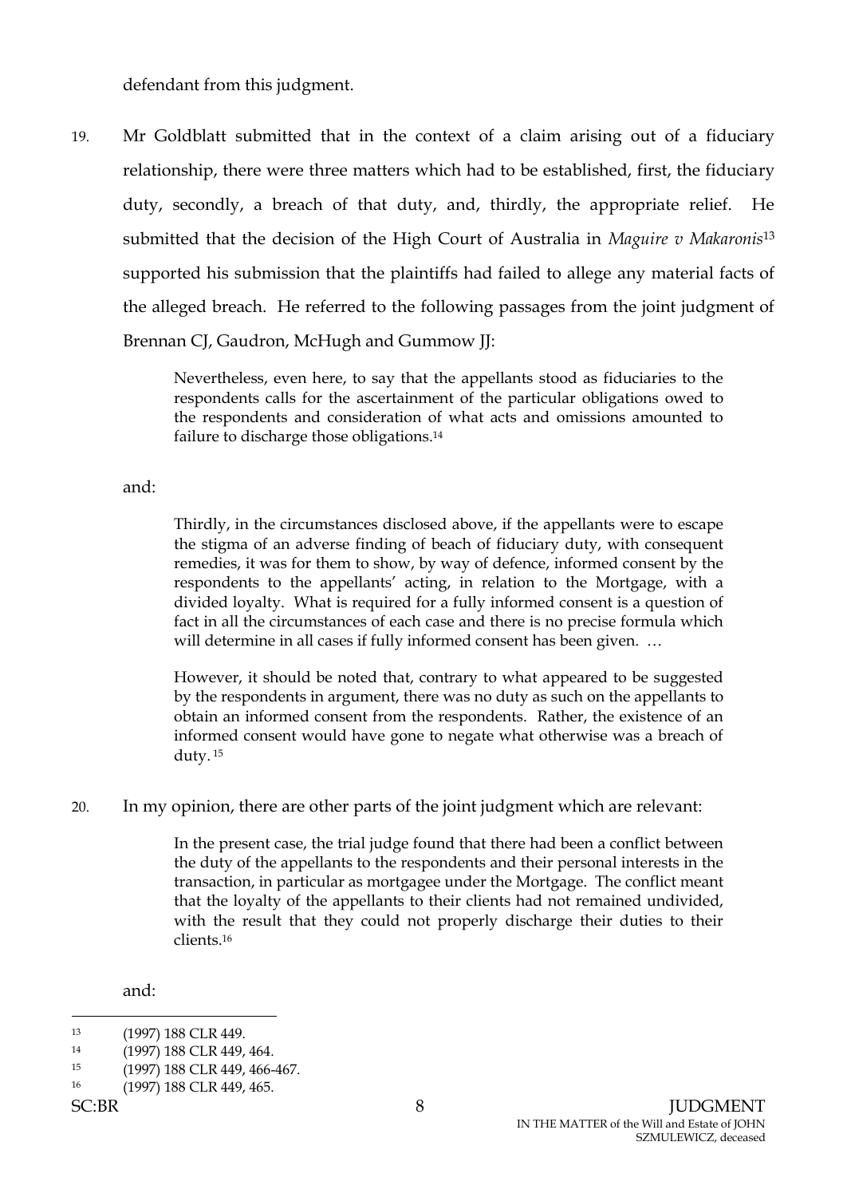defendant from this judgment.

19. Mr Goldblatt submitted that in the context of a claim arising out of a fiduciary relationship, there were three matters which had to be established, first, the fiduciary duty, secondly, a breach of that duty, and, thirdly, the appropriate relief. He submitted that the decision of the High Court of Australia in *Maguire v Makaronis*[13] supported his submission that the plaintiffs had failed to allege any material facts of the alleged breach. He referred to the following passages from the joint judgment of Brennan CJ, Gaudron, McHugh and Gummow JJ:

> Nevertheless, even here, to say that the appellants stood as fiduciaries to the respondents calls for the ascertainment of the particular obligations owed to the respondents and consideration of what acts and omissions amounted to failure to discharge those obligations.[14]

and:

> Thirdly, in the circumstances disclosed above, if the appellants were to escape the stigma of an adverse finding of beach of fiduciary duty, with consequent remedies, it was for them to show, by way of defence, informed consent by the respondents to the appellants' acting, in relation to the Mortgage, with a divided loyalty. What is required for a fully informed consent is a question of fact in all the circumstances of each case and there is no precise formula which will determine in all cases if fully informed consent has been given. …
>
> However, it should be noted that, contrary to what appeared to be suggested by the respondents in argument, there was no duty as such on the appellants to obtain an informed consent from the respondents. Rather, the existence of an informed consent would have gone to negate what otherwise was a breach of duty. [15]

20. In my opinion, there are other parts of the joint judgment which are relevant:

> In the present case, the trial judge found that there had been a conflict between the duty of the appellants to the respondents and their personal interests in the transaction, in particular as mortgagee under the Mortgage. The conflict meant that the loyalty of the appellants to their clients had not remained undivided, with the result that they could not properly discharge their duties to their clients.[16]

and:

---

[13] (1997) 188 CLR 449.

[14] (1997) 188 CLR 449, 464.

[15] (1997) 188 CLR 449, 466-467.

[16] (1997) 188 CLR 449, 465.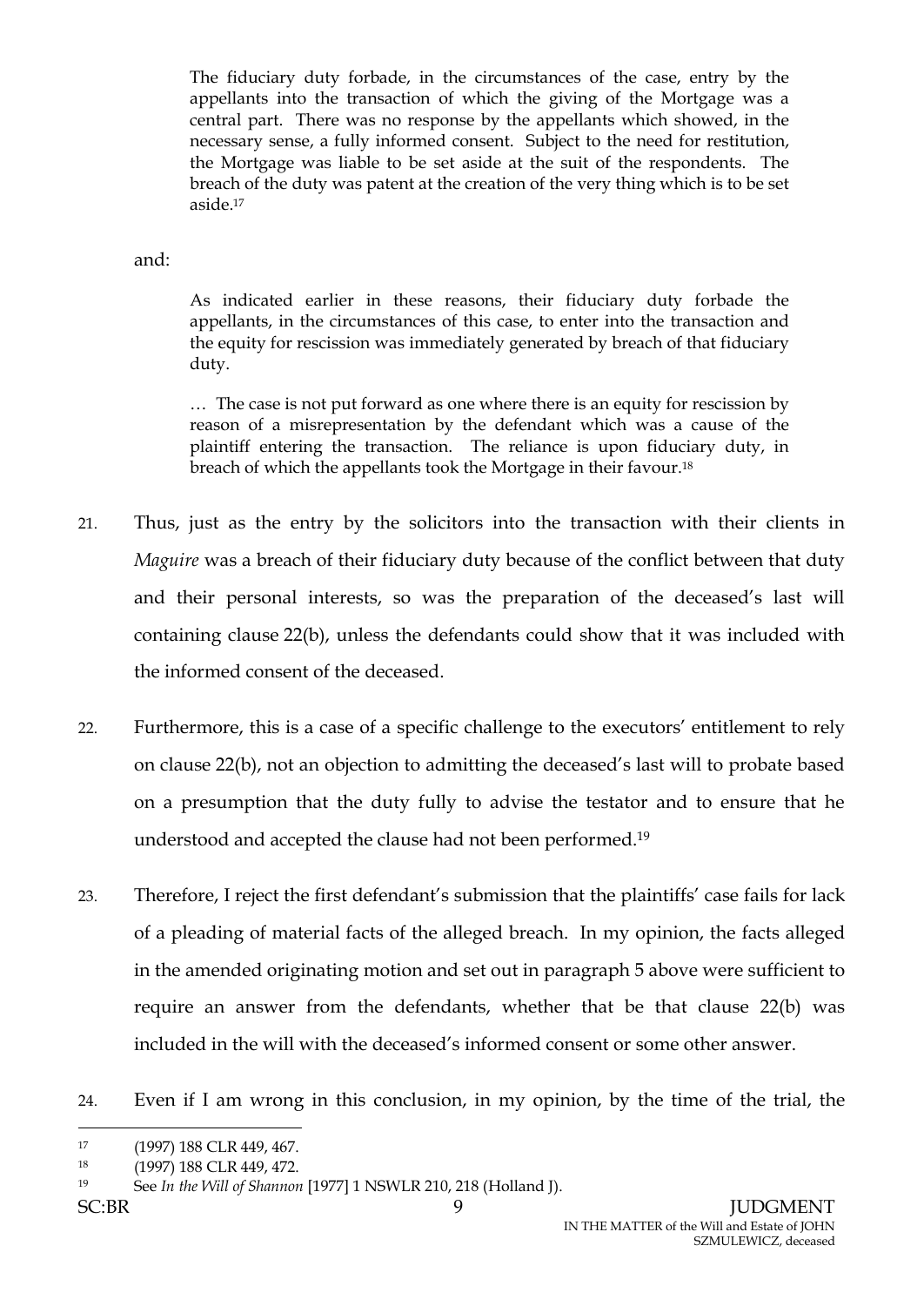> The fiduciary duty forbade, in the circumstances of the case, entry by the appellants into the transaction of which the giving of the Mortgage was a central part. There was no response by the appellants which showed, in the necessary sense, a fully informed consent. Subject to the need for restitution, the Mortgage was liable to be set aside at the suit of the respondents. The breach of the duty was patent at the creation of the very thing which is to be set aside.[17]

and:

> As indicated earlier in these reasons, their fiduciary duty forbade the appellants, in the circumstances of this case, to enter into the transaction and the equity for rescission was immediately generated by breach of that fiduciary duty.
>
> … The case is not put forward as one where there is an equity for rescission by reason of a misrepresentation by the defendant which was a cause of the plaintiff entering the transaction. The reliance is upon fiduciary duty, in breach of which the appellants took the Mortgage in their favour.[18]

21. Thus, just as the entry by the solicitors into the transaction with their clients in *Maguire* was a breach of their fiduciary duty because of the conflict between that duty and their personal interests, so was the preparation of the deceased's last will containing clause 22(b), unless the defendants could show that it was included with the informed consent of the deceased.

22. Furthermore, this is a case of a specific challenge to the executors' entitlement to rely on clause 22(b), not an objection to admitting the deceased's last will to probate based on a presumption that the duty fully to advise the testator and to ensure that he understood and accepted the clause had not been performed.[19]

23. Therefore, I reject the first defendant's submission that the plaintiffs' case fails for lack of a pleading of material facts of the alleged breach. In my opinion, the facts alleged in the amended originating motion and set out in paragraph 5 above were sufficient to require an answer from the defendants, whether that be that clause 22(b) was included in the will with the deceased's informed consent or some other answer.

24. Even if I am wrong in this conclusion, in my opinion, by the time of the trial, the

---

[17] (1997) 188 CLR 449, 467.

[18] (1997) 188 CLR 449, 472.

[19] See *In the Will of Shannon* [1977] 1 NSWLR 210, 218 (Holland J).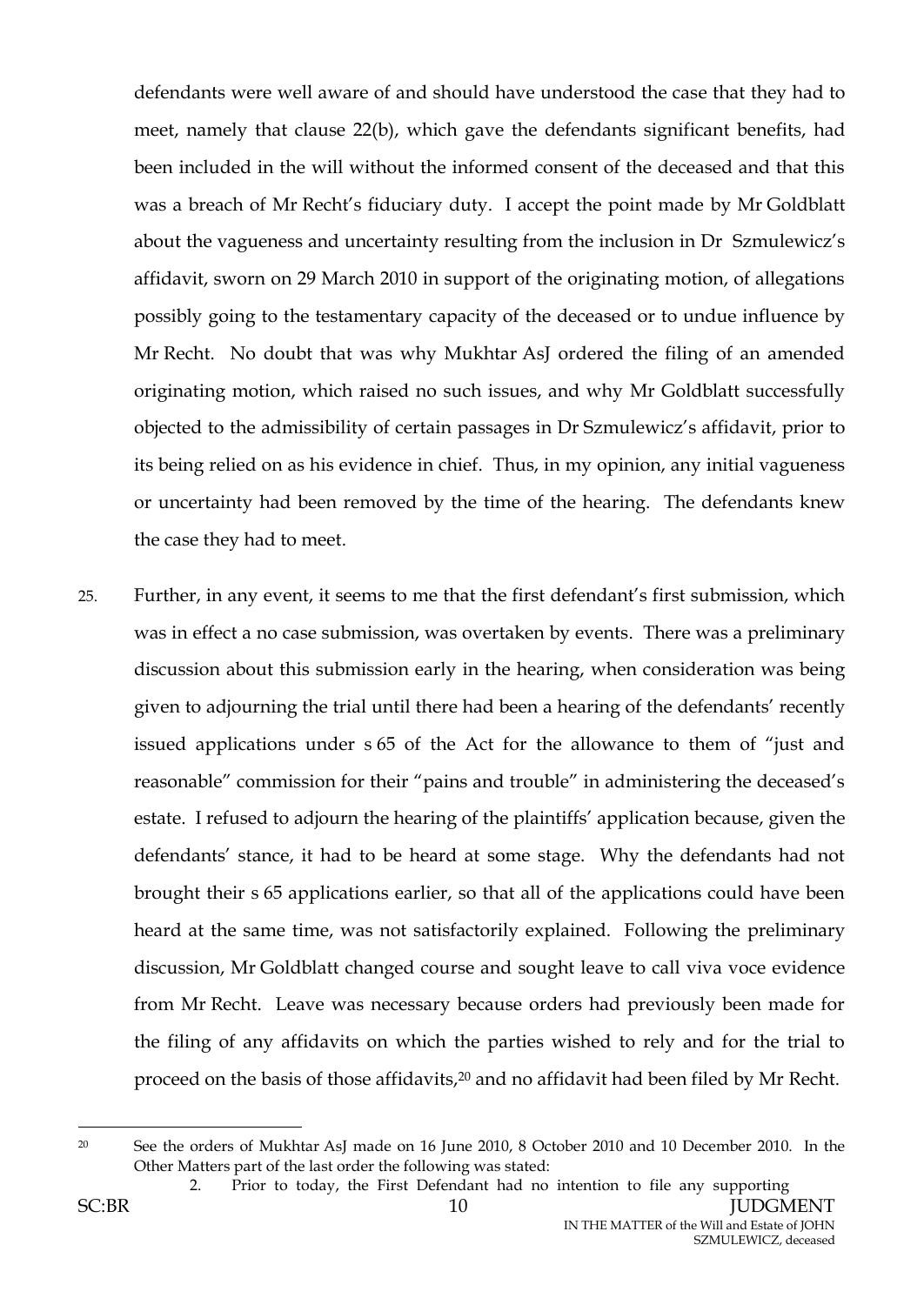defendants were well aware of and should have understood the case that they had to meet, namely that clause 22(b), which gave the defendants significant benefits, had been included in the will without the informed consent of the deceased and that this was a breach of Mr Recht's fiduciary duty. I accept the point made by Mr Goldblatt about the vagueness and uncertainty resulting from the inclusion in Dr Szmulewicz's affidavit, sworn on 29 March 2010 in support of the originating motion, of allegations possibly going to the testamentary capacity of the deceased or to undue influence by Mr Recht. No doubt that was why Mukhtar AsJ ordered the filing of an amended originating motion, which raised no such issues, and why Mr Goldblatt successfully objected to the admissibility of certain passages in Dr Szmulewicz's affidavit, prior to its being relied on as his evidence in chief. Thus, in my opinion, any initial vagueness or uncertainty had been removed by the time of the hearing. The defendants knew the case they had to meet.

25. Further, in any event, it seems to me that the first defendant's first submission, which was in effect a no case submission, was overtaken by events. There was a preliminary discussion about this submission early in the hearing, when consideration was being given to adjourning the trial until there had been a hearing of the defendants' recently issued applications under s 65 of the Act for the allowance to them of "just and reasonable" commission for their "pains and trouble" in administering the deceased's estate. I refused to adjourn the hearing of the plaintiffs' application because, given the defendants' stance, it had to be heard at some stage. Why the defendants had not brought their s 65 applications earlier, so that all of the applications could have been heard at the same time, was not satisfactorily explained. Following the preliminary discussion, Mr Goldblatt changed course and sought leave to call viva voce evidence from Mr Recht. Leave was necessary because orders had previously been made for the filing of any affidavits on which the parties wished to rely and for the trial to proceed on the basis of those affidavits,[20] and no affidavit had been filed by Mr Recht.

---

[20] See the orders of Mukhtar AsJ made on 16 June 2010, 8 October 2010 and 10 December 2010. In the Other Matters part of the last order the following was stated:

2. Prior to today, the First Defendant had no intention to file any supporting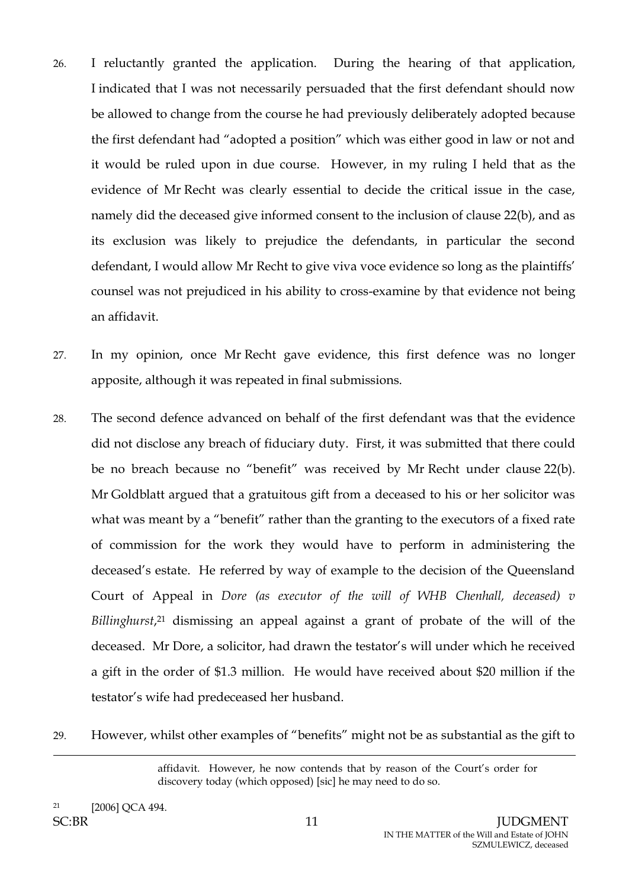26. I reluctantly granted the application. During the hearing of that application, I indicated that I was not necessarily persuaded that the first defendant should now be allowed to change from the course he had previously deliberately adopted because the first defendant had "adopted a position" which was either good in law or not and it would be ruled upon in due course. However, in my ruling I held that as the evidence of Mr Recht was clearly essential to decide the critical issue in the case, namely did the deceased give informed consent to the inclusion of clause 22(b), and as its exclusion was likely to prejudice the defendants, in particular the second defendant, I would allow Mr Recht to give viva voce evidence so long as the plaintiffs' counsel was not prejudiced in his ability to cross-examine by that evidence not being an affidavit.

27. In my opinion, once Mr Recht gave evidence, this first defence was no longer apposite, although it was repeated in final submissions.

28. The second defence advanced on behalf of the first defendant was that the evidence did not disclose any breach of fiduciary duty. First, it was submitted that there could be no breach because no "benefit" was received by Mr Recht under clause 22(b). Mr Goldblatt argued that a gratuitous gift from a deceased to his or her solicitor was what was meant by a "benefit" rather than the granting to the executors of a fixed rate of commission for the work they would have to perform in administering the deceased's estate. He referred by way of example to the decision of the Queensland Court of Appeal in *Dore (as executor of the will of WHB Chenhall, deceased) v Billinghurst*,[21] dismissing an appeal against a grant of probate of the will of the deceased. Mr Dore, a solicitor, had drawn the testator's will under which he received a gift in the order of $1.3 million. He would have received about $20 million if the testator's wife had predeceased her husband.

29. However, whilst other examples of "benefits" might not be as substantial as the gift to

affidavit. However, he now contends that by reason of the Court's order for discovery today (which opposed) [sic] he may need to do so.

[21] [2006] QCA 494.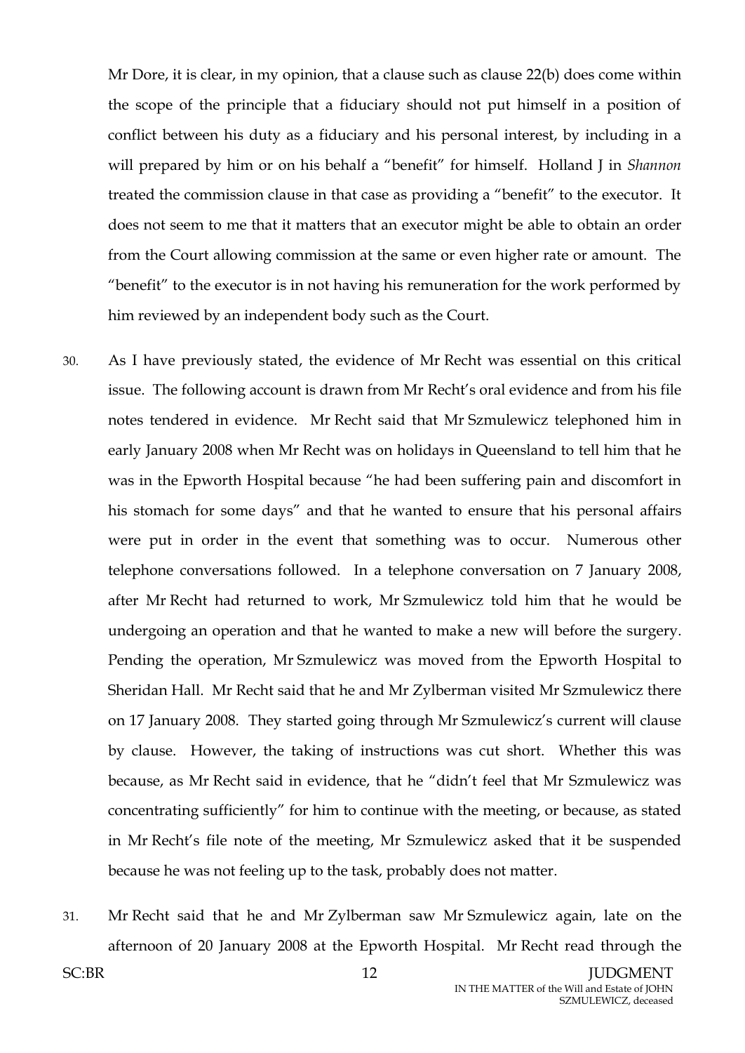Mr Dore, it is clear, in my opinion, that a clause such as clause 22(b) does come within the scope of the principle that a fiduciary should not put himself in a position of conflict between his duty as a fiduciary and his personal interest, by including in a will prepared by him or on his behalf a "benefit" for himself. Holland J in *Shannon* treated the commission clause in that case as providing a "benefit" to the executor. It does not seem to me that it matters that an executor might be able to obtain an order from the Court allowing commission at the same or even higher rate or amount. The "benefit" to the executor is in not having his remuneration for the work performed by him reviewed by an independent body such as the Court.

30. As I have previously stated, the evidence of Mr Recht was essential on this critical issue. The following account is drawn from Mr Recht's oral evidence and from his file notes tendered in evidence. Mr Recht said that Mr Szmulewicz telephoned him in early January 2008 when Mr Recht was on holidays in Queensland to tell him that he was in the Epworth Hospital because "he had been suffering pain and discomfort in his stomach for some days" and that he wanted to ensure that his personal affairs were put in order in the event that something was to occur. Numerous other telephone conversations followed. In a telephone conversation on 7 January 2008, after Mr Recht had returned to work, Mr Szmulewicz told him that he would be undergoing an operation and that he wanted to make a new will before the surgery. Pending the operation, Mr Szmulewicz was moved from the Epworth Hospital to Sheridan Hall. Mr Recht said that he and Mr Zylberman visited Mr Szmulewicz there on 17 January 2008. They started going through Mr Szmulewicz's current will clause by clause. However, the taking of instructions was cut short. Whether this was because, as Mr Recht said in evidence, that he "didn't feel that Mr Szmulewicz was concentrating sufficiently" for him to continue with the meeting, or because, as stated in Mr Recht's file note of the meeting, Mr Szmulewicz asked that it be suspended because he was not feeling up to the task, probably does not matter.

31. Mr Recht said that he and Mr Zylberman saw Mr Szmulewicz again, late on the afternoon of 20 January 2008 at the Epworth Hospital. Mr Recht read through the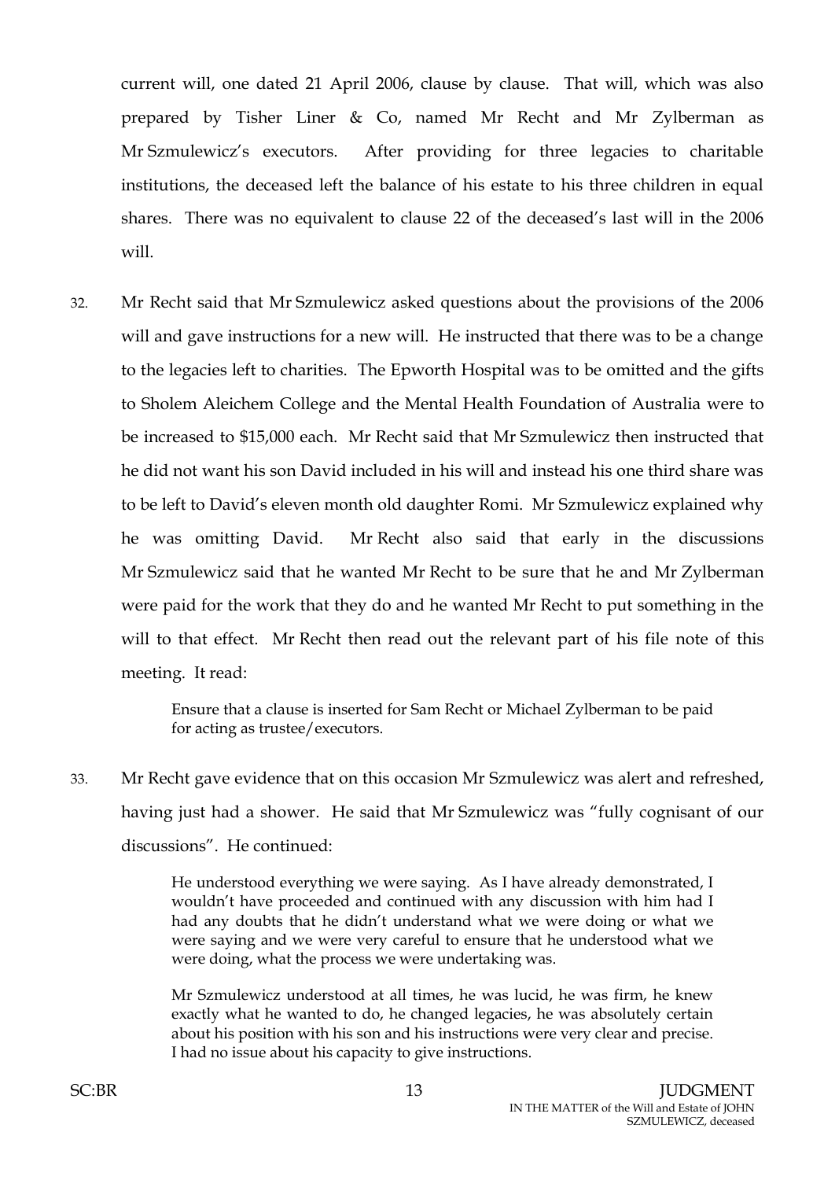current will, one dated 21 April 2006, clause by clause. That will, which was also prepared by Tisher Liner & Co, named Mr Recht and Mr Zylberman as Mr Szmulewicz's executors. After providing for three legacies to charitable institutions, the deceased left the balance of his estate to his three children in equal shares. There was no equivalent to clause 22 of the deceased's last will in the 2006 will.

32. Mr Recht said that Mr Szmulewicz asked questions about the provisions of the 2006 will and gave instructions for a new will. He instructed that there was to be a change to the legacies left to charities. The Epworth Hospital was to be omitted and the gifts to Sholem Aleichem College and the Mental Health Foundation of Australia were to be increased to $15,000 each. Mr Recht said that Mr Szmulewicz then instructed that he did not want his son David included in his will and instead his one third share was to be left to David's eleven month old daughter Romi. Mr Szmulewicz explained why he was omitting David. Mr Recht also said that early in the discussions Mr Szmulewicz said that he wanted Mr Recht to be sure that he and Mr Zylberman were paid for the work that they do and he wanted Mr Recht to put something in the will to that effect. Mr Recht then read out the relevant part of his file note of this meeting. It read:

> Ensure that a clause is inserted for Sam Recht or Michael Zylberman to be paid for acting as trustee/executors.

33. Mr Recht gave evidence that on this occasion Mr Szmulewicz was alert and refreshed, having just had a shower. He said that Mr Szmulewicz was "fully cognisant of our discussions". He continued:

> He understood everything we were saying. As I have already demonstrated, I wouldn't have proceeded and continued with any discussion with him had I had any doubts that he didn't understand what we were doing or what we were saying and we were very careful to ensure that he understood what we were doing, what the process we were undertaking was.
>
> Mr Szmulewicz understood at all times, he was lucid, he was firm, he knew exactly what he wanted to do, he changed legacies, he was absolutely certain about his position with his son and his instructions were very clear and precise. I had no issue about his capacity to give instructions.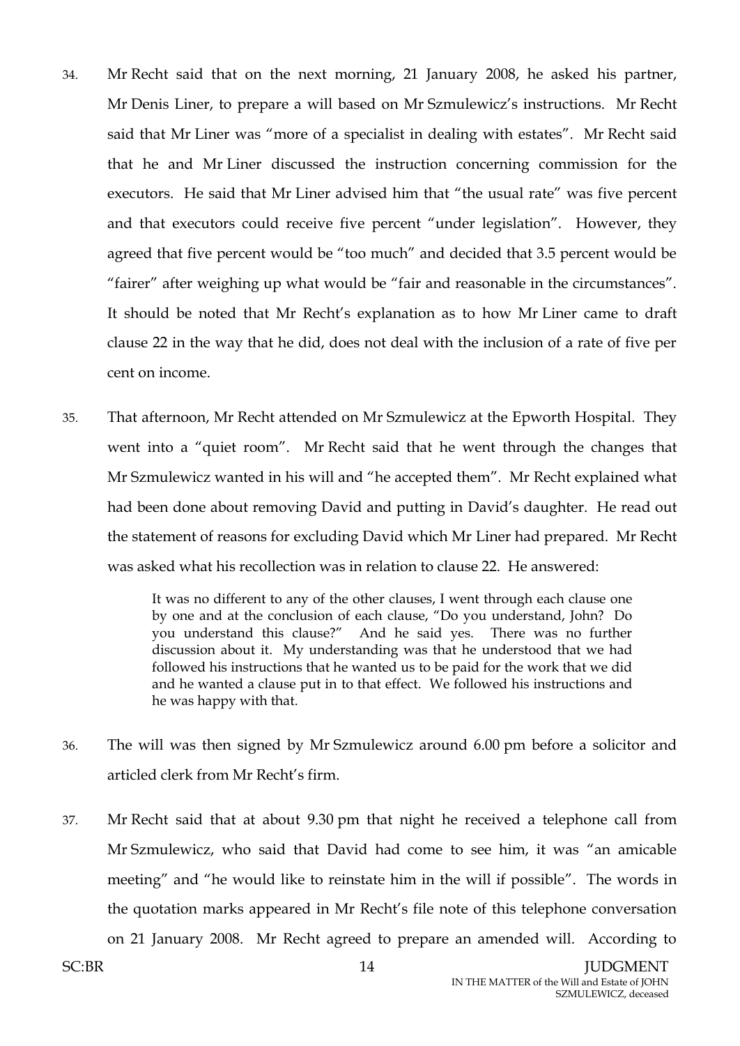34. Mr Recht said that on the next morning, 21 January 2008, he asked his partner, Mr Denis Liner, to prepare a will based on Mr Szmulewicz's instructions. Mr Recht said that Mr Liner was "more of a specialist in dealing with estates". Mr Recht said that he and Mr Liner discussed the instruction concerning commission for the executors. He said that Mr Liner advised him that "the usual rate" was five percent and that executors could receive five percent "under legislation". However, they agreed that five percent would be "too much" and decided that 3.5 percent would be "fairer" after weighing up what would be "fair and reasonable in the circumstances". It should be noted that Mr Recht's explanation as to how Mr Liner came to draft clause 22 in the way that he did, does not deal with the inclusion of a rate of five per cent on income.

35. That afternoon, Mr Recht attended on Mr Szmulewicz at the Epworth Hospital. They went into a "quiet room". Mr Recht said that he went through the changes that Mr Szmulewicz wanted in his will and "he accepted them". Mr Recht explained what had been done about removing David and putting in David's daughter. He read out the statement of reasons for excluding David which Mr Liner had prepared. Mr Recht was asked what his recollection was in relation to clause 22. He answered:

> It was no different to any of the other clauses, I went through each clause one by one and at the conclusion of each clause, "Do you understand, John? Do you understand this clause?" And he said yes. There was no further discussion about it. My understanding was that he understood that we had followed his instructions that he wanted us to be paid for the work that we did and he wanted a clause put in to that effect. We followed his instructions and he was happy with that.

36. The will was then signed by Mr Szmulewicz around 6.00 pm before a solicitor and articled clerk from Mr Recht's firm.

37. Mr Recht said that at about 9.30 pm that night he received a telephone call from Mr Szmulewicz, who said that David had come to see him, it was "an amicable meeting" and "he would like to reinstate him in the will if possible". The words in the quotation marks appeared in Mr Recht's file note of this telephone conversation on 21 January 2008. Mr Recht agreed to prepare an amended will. According to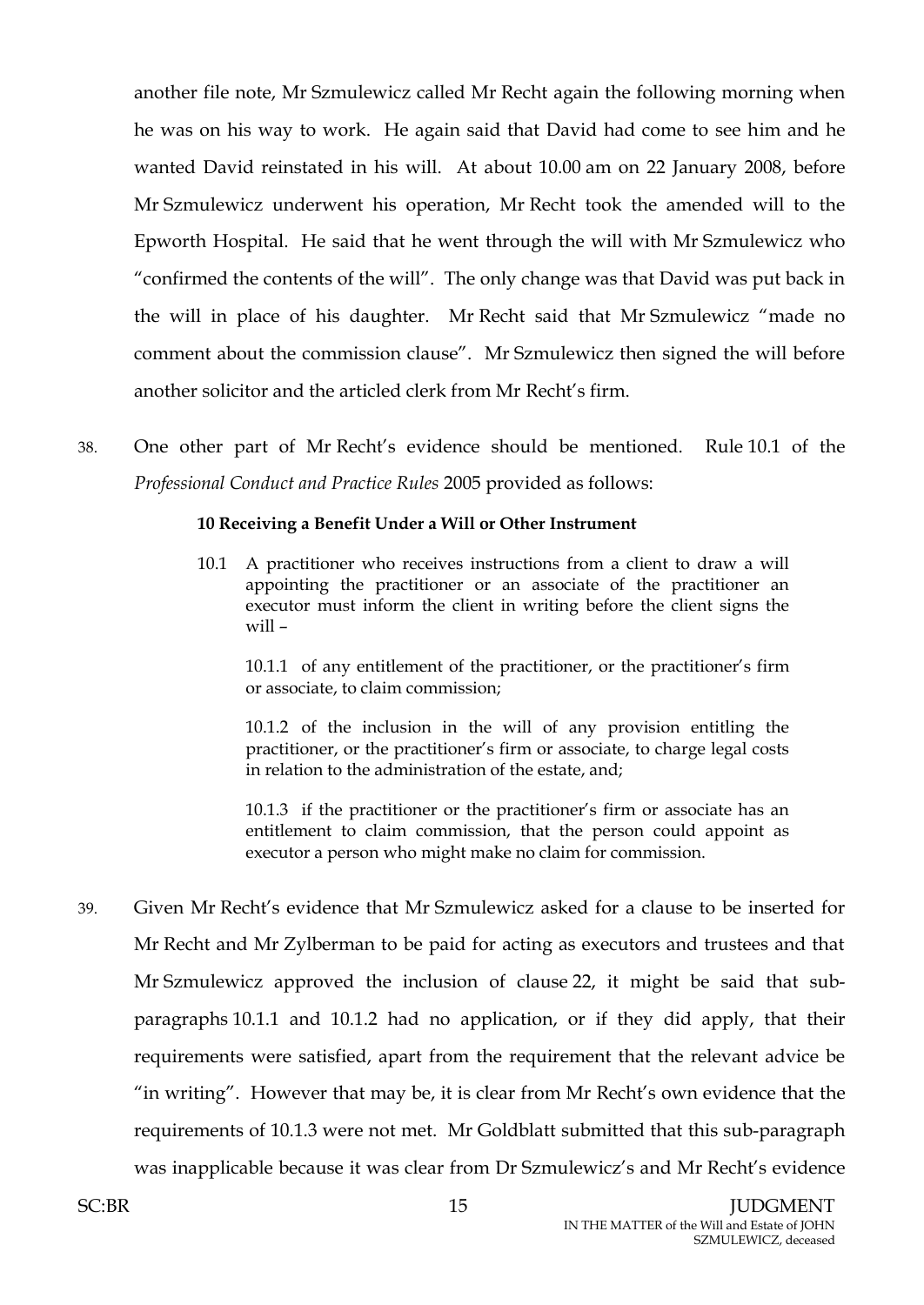another file note, Mr Szmulewicz called Mr Recht again the following morning when he was on his way to work. He again said that David had come to see him and he wanted David reinstated in his will. At about 10.00 am on 22 January 2008, before Mr Szmulewicz underwent his operation, Mr Recht took the amended will to the Epworth Hospital. He said that he went through the will with Mr Szmulewicz who "confirmed the contents of the will". The only change was that David was put back in the will in place of his daughter. Mr Recht said that Mr Szmulewicz "made no comment about the commission clause". Mr Szmulewicz then signed the will before another solicitor and the articled clerk from Mr Recht's firm.

38. One other part of Mr Recht's evidence should be mentioned. Rule 10.1 of the *Professional Conduct and Practice Rules* 2005 provided as follows:

> **10 Receiving a Benefit Under a Will or Other Instrument**
>
> 10.1 A practitioner who receives instructions from a client to draw a will appointing the practitioner or an associate of the practitioner an executor must inform the client in writing before the client signs the will –
>
> 10.1.1 of any entitlement of the practitioner, or the practitioner's firm or associate, to claim commission;
>
> 10.1.2 of the inclusion in the will of any provision entitling the practitioner, or the practitioner's firm or associate, to charge legal costs in relation to the administration of the estate, and;
>
> 10.1.3 if the practitioner or the practitioner's firm or associate has an entitlement to claim commission, that the person could appoint as executor a person who might make no claim for commission.

39. Given Mr Recht's evidence that Mr Szmulewicz asked for a clause to be inserted for Mr Recht and Mr Zylberman to be paid for acting as executors and trustees and that Mr Szmulewicz approved the inclusion of clause 22, it might be said that sub-paragraphs 10.1.1 and 10.1.2 had no application, or if they did apply, that their requirements were satisfied, apart from the requirement that the relevant advice be "in writing". However that may be, it is clear from Mr Recht's own evidence that the requirements of 10.1.3 were not met. Mr Goldblatt submitted that this sub-paragraph was inapplicable because it was clear from Dr Szmulewicz's and Mr Recht's evidence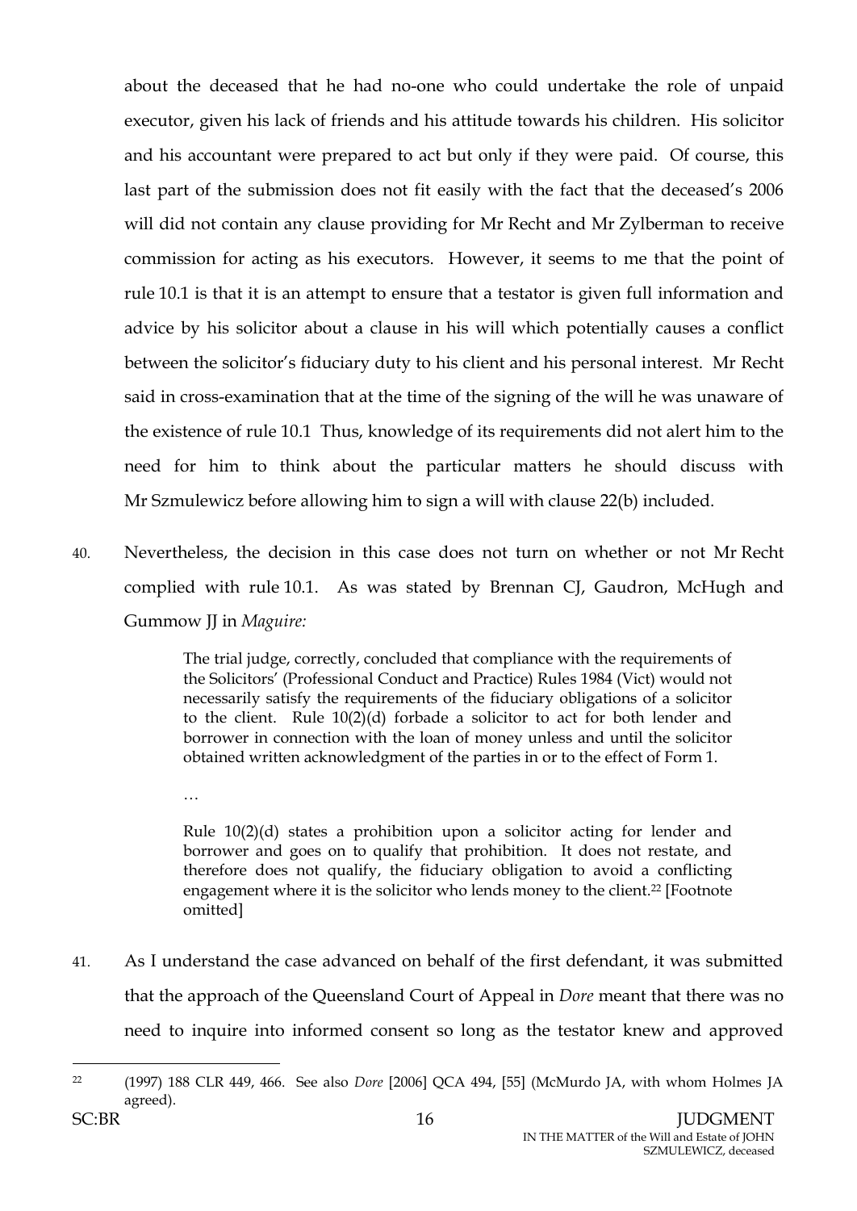about the deceased that he had no-one who could undertake the role of unpaid executor, given his lack of friends and his attitude towards his children. His solicitor and his accountant were prepared to act but only if they were paid. Of course, this last part of the submission does not fit easily with the fact that the deceased's 2006 will did not contain any clause providing for Mr Recht and Mr Zylberman to receive commission for acting as his executors. However, it seems to me that the point of rule 10.1 is that it is an attempt to ensure that a testator is given full information and advice by his solicitor about a clause in his will which potentially causes a conflict between the solicitor's fiduciary duty to his client and his personal interest. Mr Recht said in cross-examination that at the time of the signing of the will he was unaware of the existence of rule 10.1 Thus, knowledge of its requirements did not alert him to the need for him to think about the particular matters he should discuss with Mr Szmulewicz before allowing him to sign a will with clause 22(b) included.

40. Nevertheless, the decision in this case does not turn on whether or not Mr Recht complied with rule 10.1. As was stated by Brennan CJ, Gaudron, McHugh and Gummow JJ in *Maguire:*

> The trial judge, correctly, concluded that compliance with the requirements of the Solicitors' (Professional Conduct and Practice) Rules 1984 (Vict) would not necessarily satisfy the requirements of the fiduciary obligations of a solicitor to the client. Rule 10(2)(d) forbade a solicitor to act for both lender and borrower in connection with the loan of money unless and until the solicitor obtained written acknowledgment of the parties in or to the effect of Form 1.
>
> …
>
> Rule 10(2)(d) states a prohibition upon a solicitor acting for lender and borrower and goes on to qualify that prohibition. It does not restate, and therefore does not qualify, the fiduciary obligation to avoid a conflicting engagement where it is the solicitor who lends money to the client.[22] [Footnote omitted]

41. As I understand the case advanced on behalf of the first defendant, it was submitted that the approach of the Queensland Court of Appeal in *Dore* meant that there was no need to inquire into informed consent so long as the testator knew and approved

---

[22] (1997) 188 CLR 449, 466. See also *Dore* [2006] QCA 494, [55] (McMurdo JA, with whom Holmes JA agreed).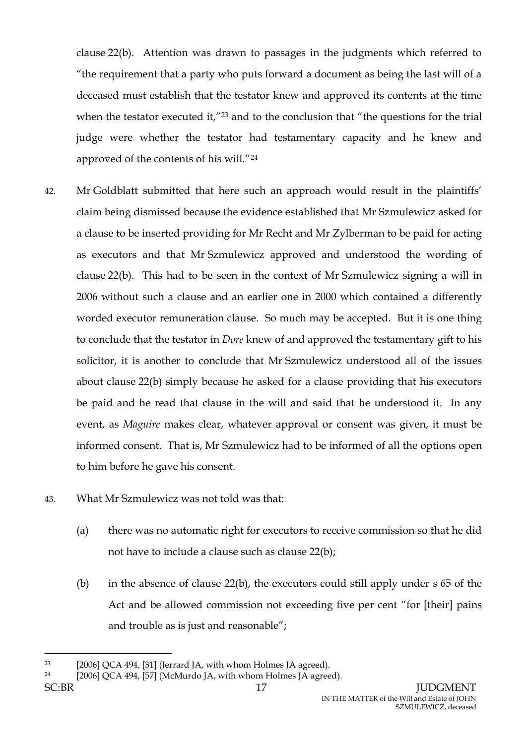clause 22(b). Attention was drawn to passages in the judgments which referred to "the requirement that a party who puts forward a document as being the last will of a deceased must establish that the testator knew and approved its contents at the time when the testator executed it,"[23] and to the conclusion that "the questions for the trial judge were whether the testator had testamentary capacity and he knew and approved of the contents of his will."[24]

42. Mr Goldblatt submitted that here such an approach would result in the plaintiffs' claim being dismissed because the evidence established that Mr Szmulewicz asked for a clause to be inserted providing for Mr Recht and Mr Zylberman to be paid for acting as executors and that Mr Szmulewicz approved and understood the wording of clause 22(b). This had to be seen in the context of Mr Szmulewicz signing a will in 2006 without such a clause and an earlier one in 2000 which contained a differently worded executor remuneration clause. So much may be accepted. But it is one thing to conclude that the testator in *Dore* knew of and approved the testamentary gift to his solicitor, it is another to conclude that Mr Szmulewicz understood all of the issues about clause 22(b) simply because he asked for a clause providing that his executors be paid and he read that clause in the will and said that he understood it. In any event, as *Maguire* makes clear, whatever approval or consent was given, it must be informed consent. That is, Mr Szmulewicz had to be informed of all the options open to him before he gave his consent.

43. What Mr Szmulewicz was not told was that:

    (a) there was no automatic right for executors to receive commission so that he did not have to include a clause such as clause 22(b);

    (b) in the absence of clause 22(b), the executors could still apply under s 65 of the Act and be allowed commission not exceeding five per cent "for [their] pains and trouble as is just and reasonable";

---

[23] [2006] QCA 494, [31] (Jerrard JA, with whom Holmes JA agreed).

[24] [2006] QCA 494, [57] (McMurdo JA, with whom Holmes JA agreed).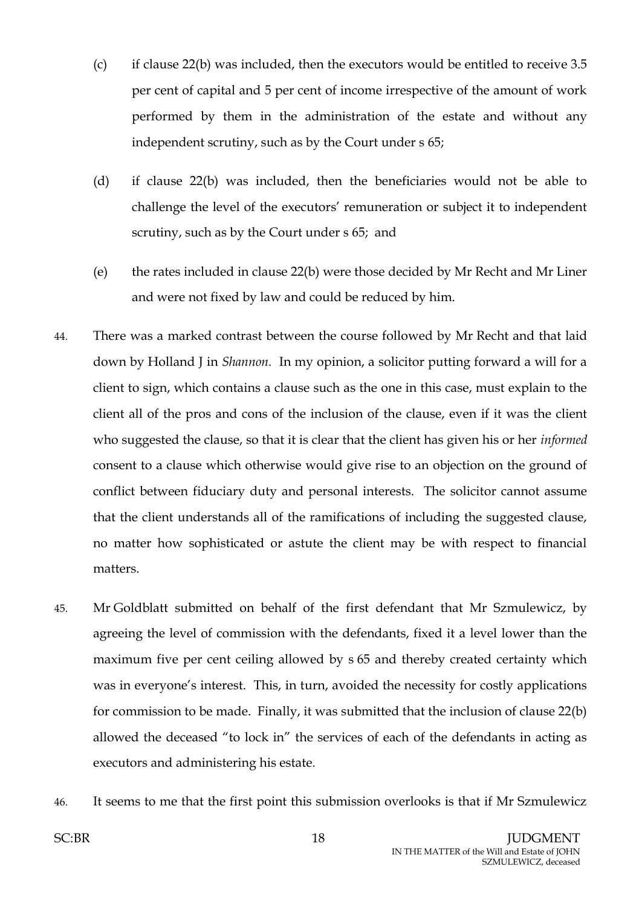(c) if clause 22(b) was included, then the executors would be entitled to receive 3.5 per cent of capital and 5 per cent of income irrespective of the amount of work performed by them in the administration of the estate and without any independent scrutiny, such as by the Court under s 65;

(d) if clause 22(b) was included, then the beneficiaries would not be able to challenge the level of the executors' remuneration or subject it to independent scrutiny, such as by the Court under s 65; and

(e) the rates included in clause 22(b) were those decided by Mr Recht and Mr Liner and were not fixed by law and could be reduced by him.

44. There was a marked contrast between the course followed by Mr Recht and that laid down by Holland J in *Shannon*. In my opinion, a solicitor putting forward a will for a client to sign, which contains a clause such as the one in this case, must explain to the client all of the pros and cons of the inclusion of the clause, even if it was the client who suggested the clause, so that it is clear that the client has given his or her *informed* consent to a clause which otherwise would give rise to an objection on the ground of conflict between fiduciary duty and personal interests. The solicitor cannot assume that the client understands all of the ramifications of including the suggested clause, no matter how sophisticated or astute the client may be with respect to financial matters.

45. Mr Goldblatt submitted on behalf of the first defendant that Mr Szmulewicz, by agreeing the level of commission with the defendants, fixed it a level lower than the maximum five per cent ceiling allowed by s 65 and thereby created certainty which was in everyone's interest. This, in turn, avoided the necessity for costly applications for commission to be made. Finally, it was submitted that the inclusion of clause 22(b) allowed the deceased "to lock in" the services of each of the defendants in acting as executors and administering his estate.

46. It seems to me that the first point this submission overlooks is that if Mr Szmulewicz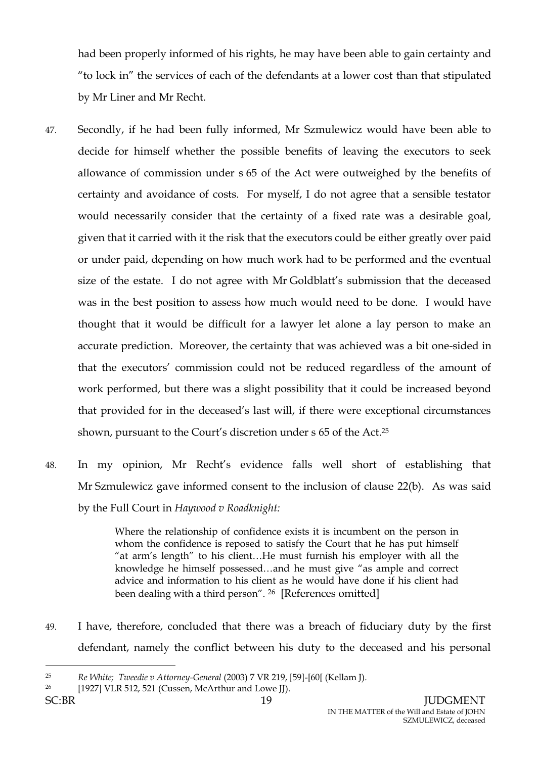had been properly informed of his rights, he may have been able to gain certainty and "to lock in" the services of each of the defendants at a lower cost than that stipulated by Mr Liner and Mr Recht.

47. Secondly, if he had been fully informed, Mr Szmulewicz would have been able to decide for himself whether the possible benefits of leaving the executors to seek allowance of commission under s 65 of the Act were outweighed by the benefits of certainty and avoidance of costs. For myself, I do not agree that a sensible testator would necessarily consider that the certainty of a fixed rate was a desirable goal, given that it carried with it the risk that the executors could be either greatly over paid or under paid, depending on how much work had to be performed and the eventual size of the estate. I do not agree with Mr Goldblatt's submission that the deceased was in the best position to assess how much would need to be done. I would have thought that it would be difficult for a lawyer let alone a lay person to make an accurate prediction. Moreover, the certainty that was achieved was a bit one-sided in that the executors' commission could not be reduced regardless of the amount of work performed, but there was a slight possibility that it could be increased beyond that provided for in the deceased's last will, if there were exceptional circumstances shown, pursuant to the Court's discretion under s 65 of the Act.[25]

48. In my opinion, Mr Recht's evidence falls well short of establishing that Mr Szmulewicz gave informed consent to the inclusion of clause 22(b). As was said by the Full Court in *Haywood v Roadknight:*

> Where the relationship of confidence exists it is incumbent on the person in whom the confidence is reposed to satisfy the Court that he has put himself "at arm's length" to his client…He must furnish his employer with all the knowledge he himself possessed…and he must give "as ample and correct advice and information to his client as he would have done if his client had been dealing with a third person".[26] [References omitted]

49. I have, therefore, concluded that there was a breach of fiduciary duty by the first defendant, namely the conflict between his duty to the deceased and his personal

---

[25] *Re White; Tweedie v Attorney-General* (2003) 7 VR 219, [59]-[60[ (Kellam J).

[26] [1927] VLR 512, 521 (Cussen, McArthur and Lowe JJ).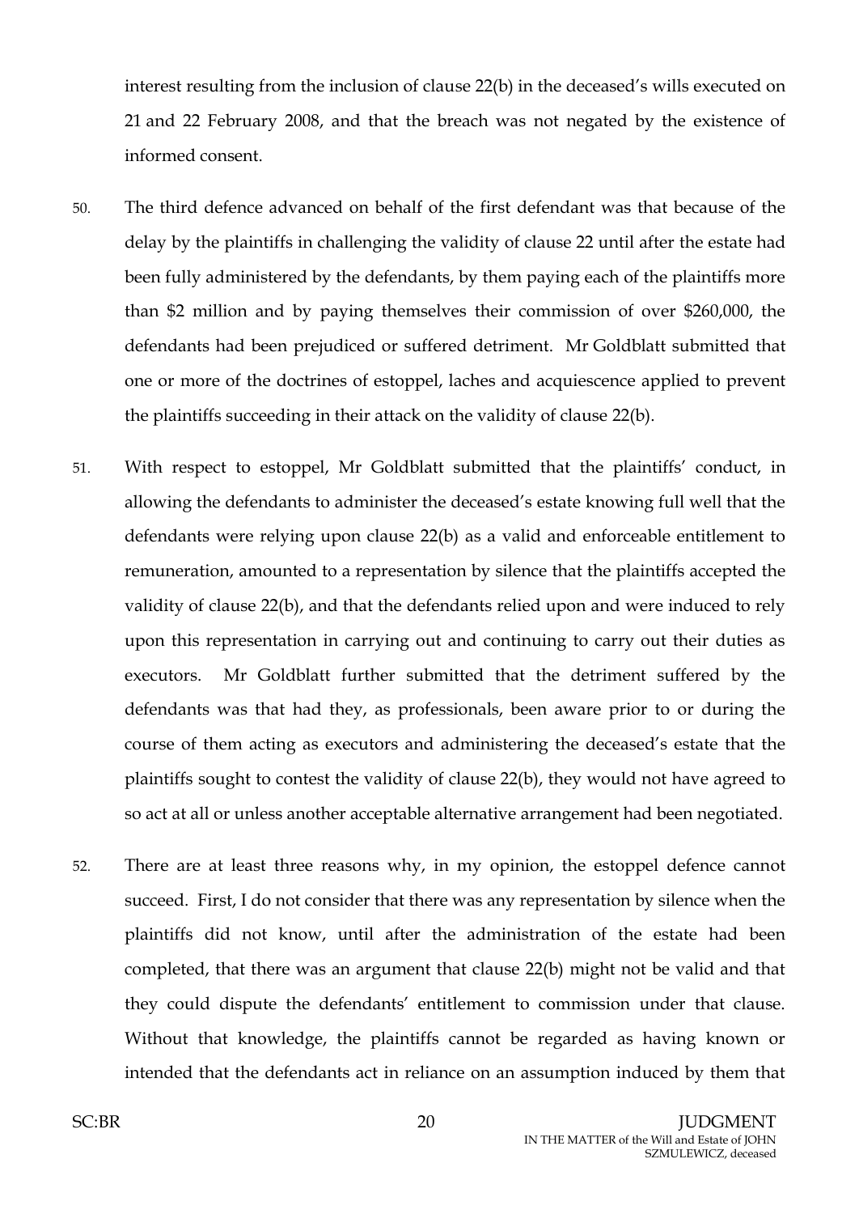interest resulting from the inclusion of clause 22(b) in the deceased's wills executed on 21 and 22 February 2008, and that the breach was not negated by the existence of informed consent.

50. The third defence advanced on behalf of the first defendant was that because of the delay by the plaintiffs in challenging the validity of clause 22 until after the estate had been fully administered by the defendants, by them paying each of the plaintiffs more than $2 million and by paying themselves their commission of over $260,000, the defendants had been prejudiced or suffered detriment. Mr Goldblatt submitted that one or more of the doctrines of estoppel, laches and acquiescence applied to prevent the plaintiffs succeeding in their attack on the validity of clause 22(b).

51. With respect to estoppel, Mr Goldblatt submitted that the plaintiffs' conduct, in allowing the defendants to administer the deceased's estate knowing full well that the defendants were relying upon clause 22(b) as a valid and enforceable entitlement to remuneration, amounted to a representation by silence that the plaintiffs accepted the validity of clause 22(b), and that the defendants relied upon and were induced to rely upon this representation in carrying out and continuing to carry out their duties as executors. Mr Goldblatt further submitted that the detriment suffered by the defendants was that had they, as professionals, been aware prior to or during the course of them acting as executors and administering the deceased's estate that the plaintiffs sought to contest the validity of clause 22(b), they would not have agreed to so act at all or unless another acceptable alternative arrangement had been negotiated.

52. There are at least three reasons why, in my opinion, the estoppel defence cannot succeed. First, I do not consider that there was any representation by silence when the plaintiffs did not know, until after the administration of the estate had been completed, that there was an argument that clause 22(b) might not be valid and that they could dispute the defendants' entitlement to commission under that clause. Without that knowledge, the plaintiffs cannot be regarded as having known or intended that the defendants act in reliance on an assumption induced by them that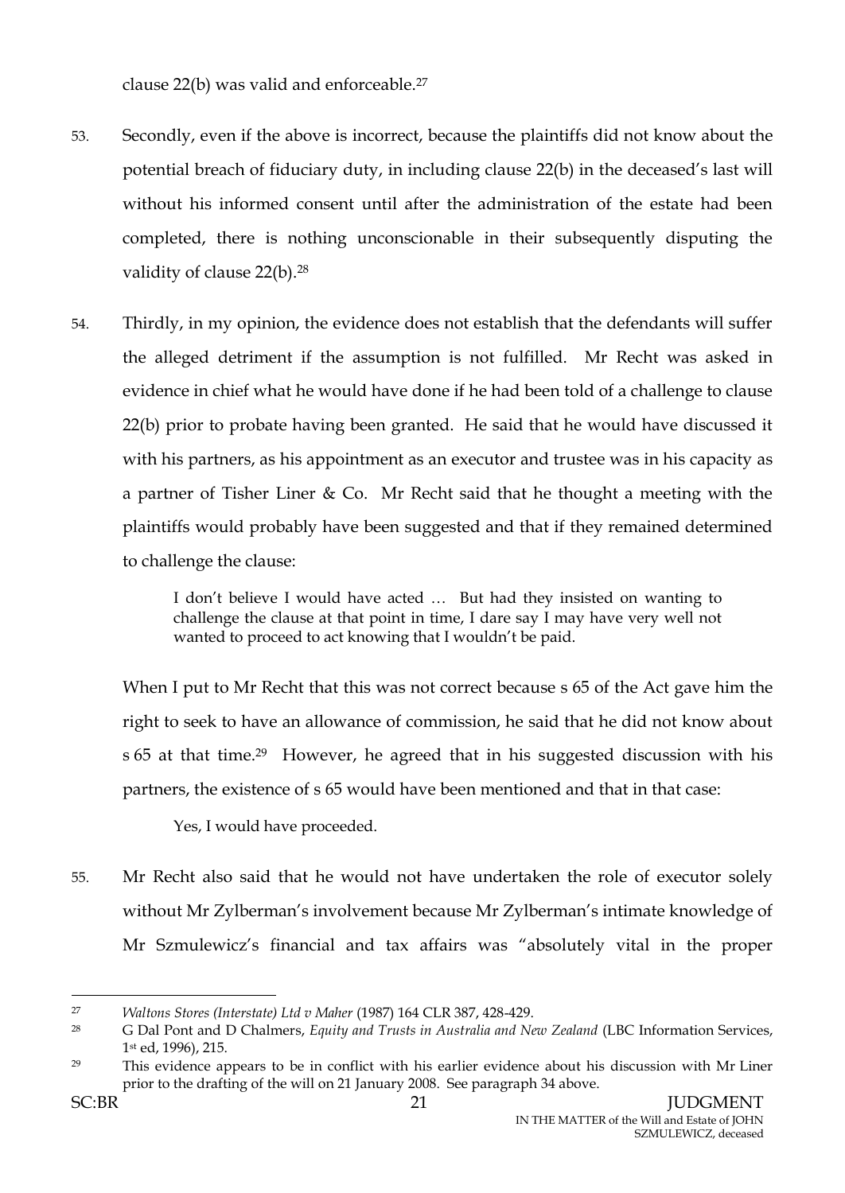clause 22(b) was valid and enforceable.[27]

53. Secondly, even if the above is incorrect, because the plaintiffs did not know about the potential breach of fiduciary duty, in including clause 22(b) in the deceased's last will without his informed consent until after the administration of the estate had been completed, there is nothing unconscionable in their subsequently disputing the validity of clause 22(b).[28]

54. Thirdly, in my opinion, the evidence does not establish that the defendants will suffer the alleged detriment if the assumption is not fulfilled. Mr Recht was asked in evidence in chief what he would have done if he had been told of a challenge to clause 22(b) prior to probate having been granted. He said that he would have discussed it with his partners, as his appointment as an executor and trustee was in his capacity as a partner of Tisher Liner & Co. Mr Recht said that he thought a meeting with the plaintiffs would probably have been suggested and that if they remained determined to challenge the clause:

> I don't believe I would have acted … But had they insisted on wanting to challenge the clause at that point in time, I dare say I may have very well not wanted to proceed to act knowing that I wouldn't be paid.

When I put to Mr Recht that this was not correct because s 65 of the Act gave him the right to seek to have an allowance of commission, he said that he did not know about s 65 at that time.[29] However, he agreed that in his suggested discussion with his partners, the existence of s 65 would have been mentioned and that in that case:

> Yes, I would have proceeded.

55. Mr Recht also said that he would not have undertaken the role of executor solely without Mr Zylberman's involvement because Mr Zylberman's intimate knowledge of Mr Szmulewicz's financial and tax affairs was "absolutely vital in the proper

---

[27] *Waltons Stores (Interstate) Ltd v Maher* (1987) 164 CLR 387, 428-429.

[28] G Dal Pont and D Chalmers, *Equity and Trusts in Australia and New Zealand* (LBC Information Services, 1st ed, 1996), 215.

[29] This evidence appears to be in conflict with his earlier evidence about his discussion with Mr Liner prior to the drafting of the will on 21 January 2008. See paragraph 34 above.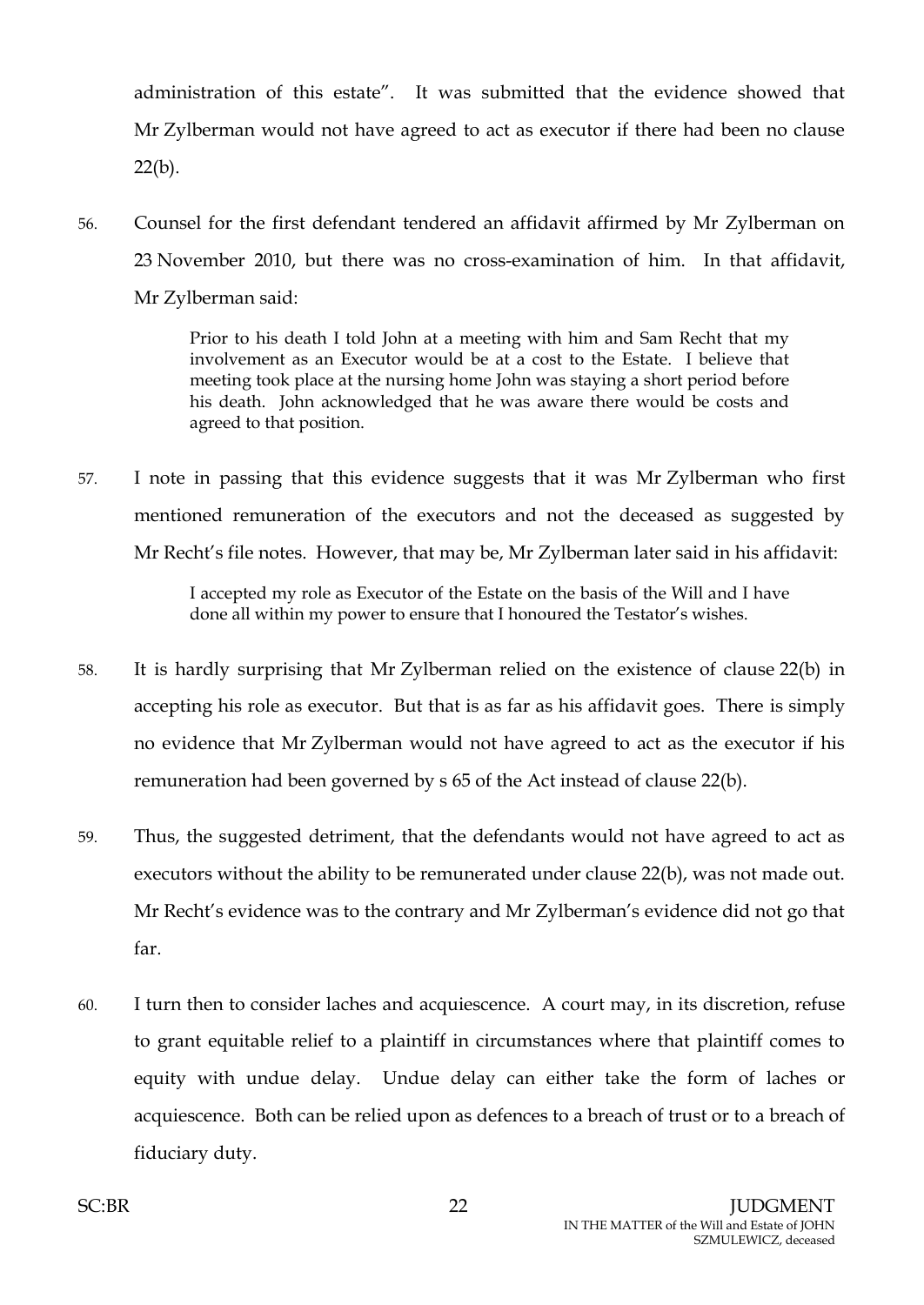administration of this estate". It was submitted that the evidence showed that Mr Zylberman would not have agreed to act as executor if there had been no clause 22(b).

56. Counsel for the first defendant tendered an affidavit affirmed by Mr Zylberman on 23 November 2010, but there was no cross-examination of him. In that affidavit, Mr Zylberman said:

> Prior to his death I told John at a meeting with him and Sam Recht that my involvement as an Executor would be at a cost to the Estate. I believe that meeting took place at the nursing home John was staying a short period before his death. John acknowledged that he was aware there would be costs and agreed to that position.

57. I note in passing that this evidence suggests that it was Mr Zylberman who first mentioned remuneration of the executors and not the deceased as suggested by Mr Recht's file notes. However, that may be, Mr Zylberman later said in his affidavit:

> I accepted my role as Executor of the Estate on the basis of the Will and I have done all within my power to ensure that I honoured the Testator's wishes.

58. It is hardly surprising that Mr Zylberman relied on the existence of clause 22(b) in accepting his role as executor. But that is as far as his affidavit goes. There is simply no evidence that Mr Zylberman would not have agreed to act as the executor if his remuneration had been governed by s 65 of the Act instead of clause 22(b).

59. Thus, the suggested detriment, that the defendants would not have agreed to act as executors without the ability to be remunerated under clause 22(b), was not made out. Mr Recht's evidence was to the contrary and Mr Zylberman's evidence did not go that far.

60. I turn then to consider laches and acquiescence. A court may, in its discretion, refuse to grant equitable relief to a plaintiff in circumstances where that plaintiff comes to equity with undue delay. Undue delay can either take the form of laches or acquiescence. Both can be relied upon as defences to a breach of trust or to a breach of fiduciary duty.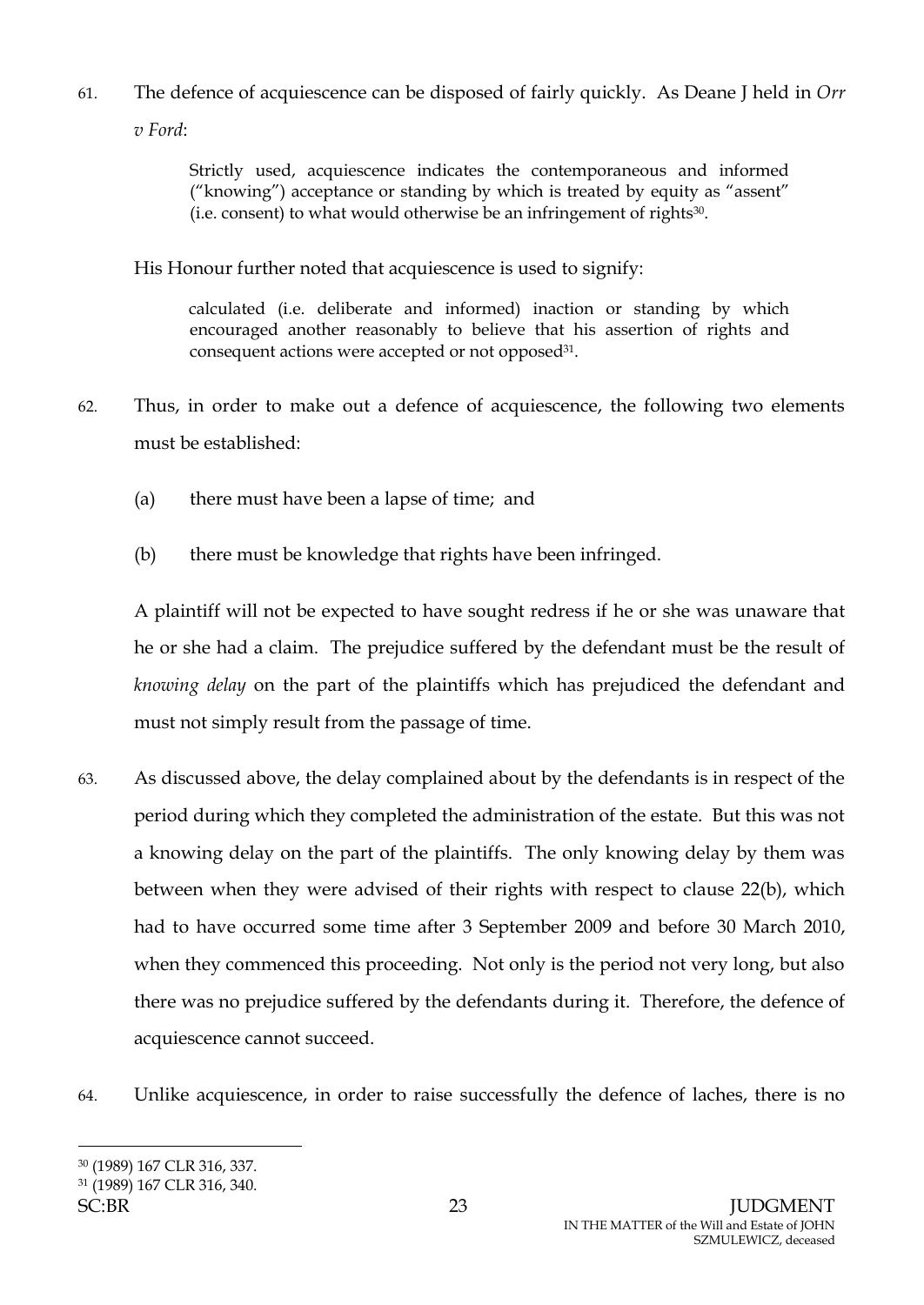61. The defence of acquiescence can be disposed of fairly quickly. As Deane J held in *Orr v Ford*:

> Strictly used, acquiescence indicates the contemporaneous and informed ("knowing") acceptance or standing by which is treated by equity as "assent" (i.e. consent) to what would otherwise be an infringement of rights[30].

His Honour further noted that acquiescence is used to signify:

> calculated (i.e. deliberate and informed) inaction or standing by which encouraged another reasonably to believe that his assertion of rights and consequent actions were accepted or not opposed[31].

62. Thus, in order to make out a defence of acquiescence, the following two elements must be established:

    (a) there must have been a lapse of time; and

    (b) there must be knowledge that rights have been infringed.

A plaintiff will not be expected to have sought redress if he or she was unaware that he or she had a claim. The prejudice suffered by the defendant must be the result of *knowing delay* on the part of the plaintiffs which has prejudiced the defendant and must not simply result from the passage of time.

63. As discussed above, the delay complained about by the defendants is in respect of the period during which they completed the administration of the estate. But this was not a knowing delay on the part of the plaintiffs. The only knowing delay by them was between when they were advised of their rights with respect to clause 22(b), which had to have occurred some time after 3 September 2009 and before 30 March 2010, when they commenced this proceeding. Not only is the period not very long, but also there was no prejudice suffered by the defendants during it. Therefore, the defence of acquiescence cannot succeed.

64. Unlike acquiescence, in order to raise successfully the defence of laches, there is no

---

[30] (1989) 167 CLR 316, 337.

[31] (1989) 167 CLR 316, 340.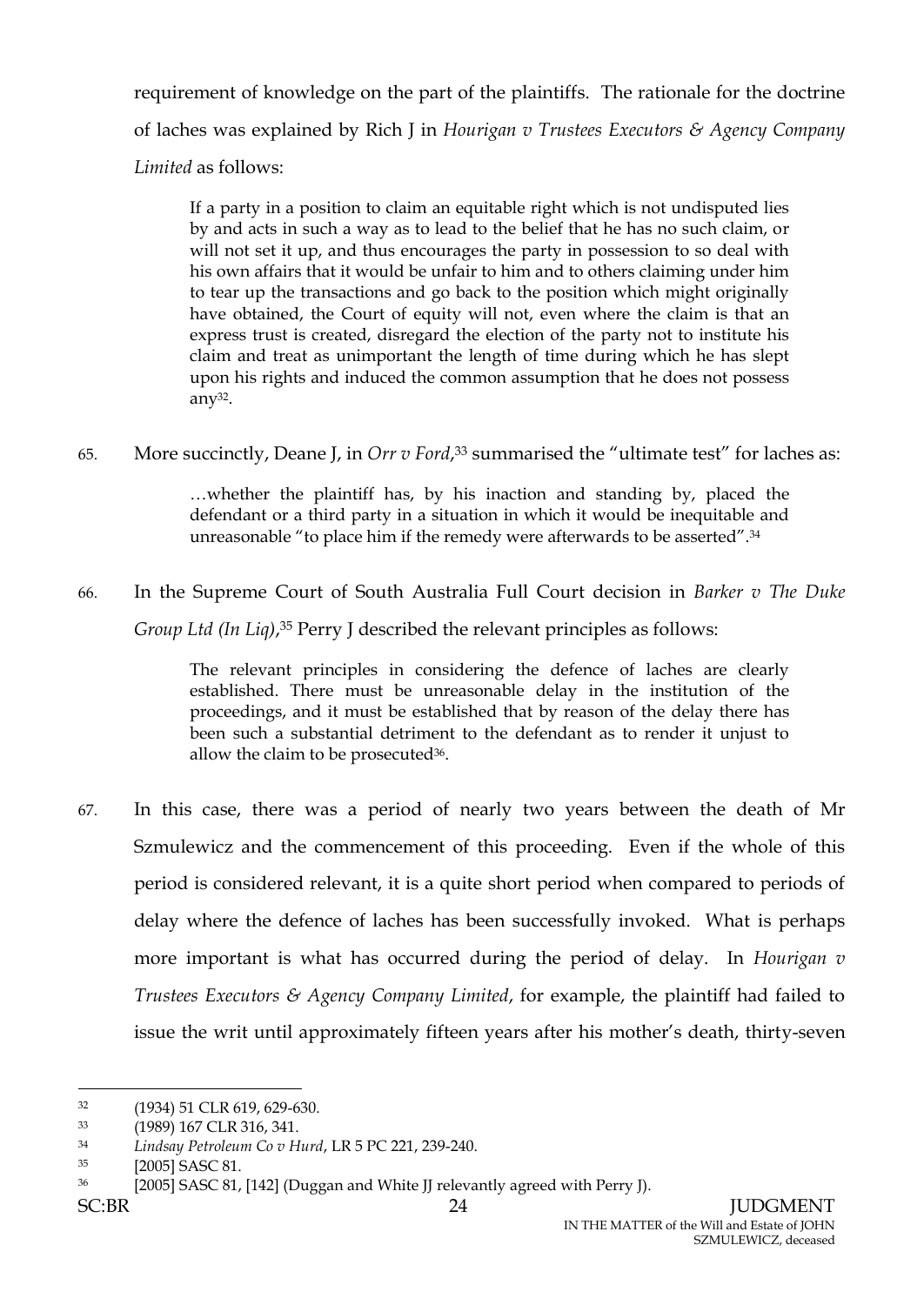requirement of knowledge on the part of the plaintiffs. The rationale for the doctrine of laches was explained by Rich J in *Hourigan v Trustees Executors & Agency Company Limited* as follows:

> If a party in a position to claim an equitable right which is not undisputed lies by and acts in such a way as to lead to the belief that he has no such claim, or will not set it up, and thus encourages the party in possession to so deal with his own affairs that it would be unfair to him and to others claiming under him to tear up the transactions and go back to the position which might originally have obtained, the Court of equity will not, even where the claim is that an express trust is created, disregard the election of the party not to institute his claim and treat as unimportant the length of time during which he has slept upon his rights and induced the common assumption that he does not possess any[32].

65. More succinctly, Deane J, in *Orr v Ford*,[33] summarised the "ultimate test" for laches as:

> …whether the plaintiff has, by his inaction and standing by, placed the defendant or a third party in a situation in which it would be inequitable and unreasonable "to place him if the remedy were afterwards to be asserted".[34]

66. In the Supreme Court of South Australia Full Court decision in *Barker v The Duke Group Ltd (In Liq)*,[35] Perry J described the relevant principles as follows:

> The relevant principles in considering the defence of laches are clearly established. There must be unreasonable delay in the institution of the proceedings, and it must be established that by reason of the delay there has been such a substantial detriment to the defendant as to render it unjust to allow the claim to be prosecuted[36].

67. In this case, there was a period of nearly two years between the death of Mr Szmulewicz and the commencement of this proceeding. Even if the whole of this period is considered relevant, it is a quite short period when compared to periods of delay where the defence of laches has been successfully invoked. What is perhaps more important is what has occurred during the period of delay. In *Hourigan v Trustees Executors & Agency Company Limited*, for example, the plaintiff had failed to issue the writ until approximately fifteen years after his mother's death, thirty-seven

---

[32] (1934) 51 CLR 619, 629-630.

[33] (1989) 167 CLR 316, 341.

[34] *Lindsay Petroleum Co v Hurd*, LR 5 PC 221, 239-240.

[35] [2005] SASC 81.

[36] [2005] SASC 81, [142] (Duggan and White JJ relevantly agreed with Perry J).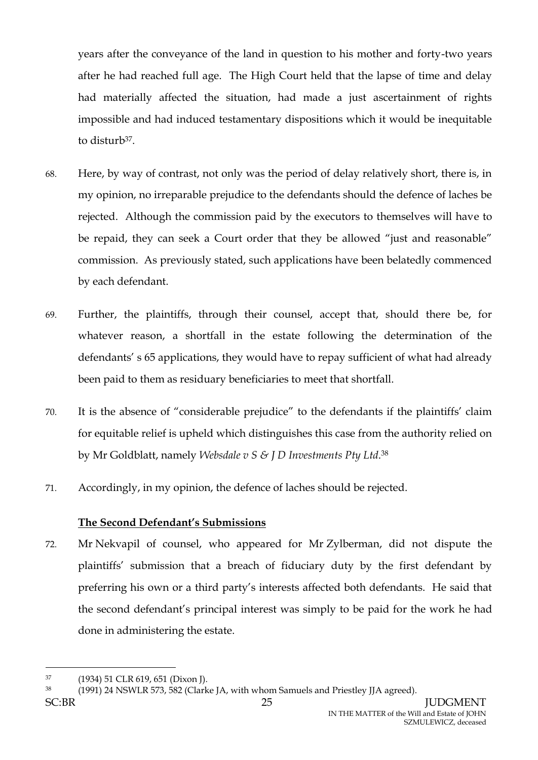years after the conveyance of the land in question to his mother and forty-two years after he had reached full age. The High Court held that the lapse of time and delay had materially affected the situation, had made a just ascertainment of rights impossible and had induced testamentary dispositions which it would be inequitable to disturb[37].

68. Here, by way of contrast, not only was the period of delay relatively short, there is, in my opinion, no irreparable prejudice to the defendants should the defence of laches be rejected. Although the commission paid by the executors to themselves will have to be repaid, they can seek a Court order that they be allowed "just and reasonable" commission. As previously stated, such applications have been belatedly commenced by each defendant.

69. Further, the plaintiffs, through their counsel, accept that, should there be, for whatever reason, a shortfall in the estate following the determination of the defendants' s 65 applications, they would have to repay sufficient of what had already been paid to them as residuary beneficiaries to meet that shortfall.

70. It is the absence of "considerable prejudice" to the defendants if the plaintiffs' claim for equitable relief is upheld which distinguishes this case from the authority relied on by Mr Goldblatt, namely *Websdale v S & J D Investments Pty Ltd*.[38]

71. Accordingly, in my opinion, the defence of laches should be rejected.

**The Second Defendant's Submissions**

72. Mr Nekvapil of counsel, who appeared for Mr Zylberman, did not dispute the plaintiffs' submission that a breach of fiduciary duty by the first defendant by preferring his own or a third party's interests affected both defendants. He said that the second defendant's principal interest was simply to be paid for the work he had done in administering the estate.

---

[37] (1934) 51 CLR 619, 651 (Dixon J).

[38] (1991) 24 NSWLR 573, 582 (Clarke JA, with whom Samuels and Priestley JJA agreed).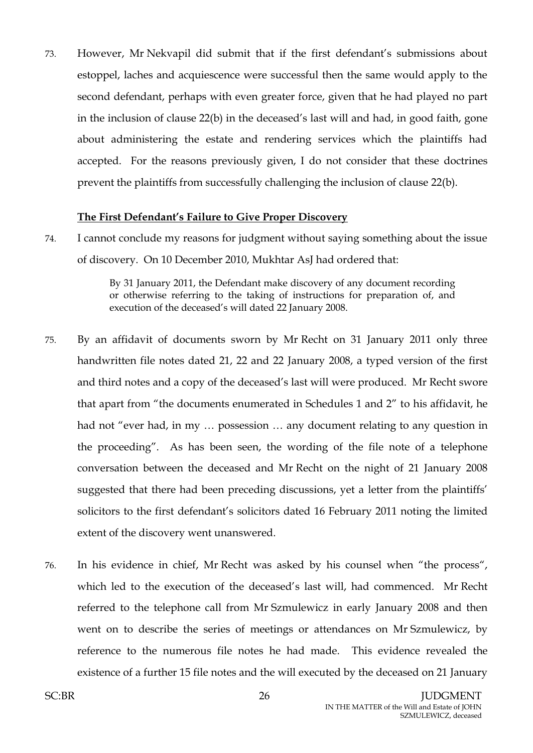73. However, Mr Nekvapil did submit that if the first defendant's submissions about estoppel, laches and acquiescence were successful then the same would apply to the second defendant, perhaps with even greater force, given that he had played no part in the inclusion of clause 22(b) in the deceased's last will and had, in good faith, gone about administering the estate and rendering services which the plaintiffs had accepted. For the reasons previously given, I do not consider that these doctrines prevent the plaintiffs from successfully challenging the inclusion of clause 22(b).

**The First Defendant's Failure to Give Proper Discovery**

74. I cannot conclude my reasons for judgment without saying something about the issue of discovery. On 10 December 2010, Mukhtar AsJ had ordered that:

> By 31 January 2011, the Defendant make discovery of any document recording or otherwise referring to the taking of instructions for preparation of, and execution of the deceased's will dated 22 January 2008.

75. By an affidavit of documents sworn by Mr Recht on 31 January 2011 only three handwritten file notes dated 21, 22 and 22 January 2008, a typed version of the first and third notes and a copy of the deceased's last will were produced. Mr Recht swore that apart from "the documents enumerated in Schedules 1 and 2" to his affidavit, he had not "ever had, in my … possession … any document relating to any question in the proceeding". As has been seen, the wording of the file note of a telephone conversation between the deceased and Mr Recht on the night of 21 January 2008 suggested that there had been preceding discussions, yet a letter from the plaintiffs' solicitors to the first defendant's solicitors dated 16 February 2011 noting the limited extent of the discovery went unanswered.

76. In his evidence in chief, Mr Recht was asked by his counsel when "the process", which led to the execution of the deceased's last will, had commenced. Mr Recht referred to the telephone call from Mr Szmulewicz in early January 2008 and then went on to describe the series of meetings or attendances on Mr Szmulewicz, by reference to the numerous file notes he had made. This evidence revealed the existence of a further 15 file notes and the will executed by the deceased on 21 January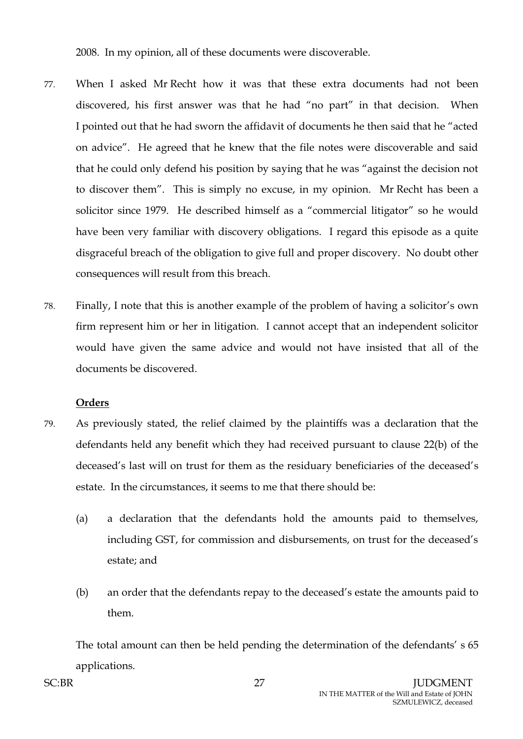2008. In my opinion, all of these documents were discoverable.

77. When I asked Mr Recht how it was that these extra documents had not been discovered, his first answer was that he had "no part" in that decision. When I pointed out that he had sworn the affidavit of documents he then said that he "acted on advice". He agreed that he knew that the file notes were discoverable and said that he could only defend his position by saying that he was "against the decision not to discover them". This is simply no excuse, in my opinion. Mr Recht has been a solicitor since 1979. He described himself as a "commercial litigator" so he would have been very familiar with discovery obligations. I regard this episode as a quite disgraceful breach of the obligation to give full and proper discovery. No doubt other consequences will result from this breach.

78. Finally, I note that this is another example of the problem of having a solicitor's own firm represent him or her in litigation. I cannot accept that an independent solicitor would have given the same advice and would not have insisted that all of the documents be discovered.

**Orders**

79. As previously stated, the relief claimed by the plaintiffs was a declaration that the defendants held any benefit which they had received pursuant to clause 22(b) of the deceased's last will on trust for them as the residuary beneficiaries of the deceased's estate. In the circumstances, it seems to me that there should be:

    (a) a declaration that the defendants hold the amounts paid to themselves, including GST, for commission and disbursements, on trust for the deceased's estate; and

    (b) an order that the defendants repay to the deceased's estate the amounts paid to them.

    The total amount can then be held pending the determination of the defendants' s 65 applications.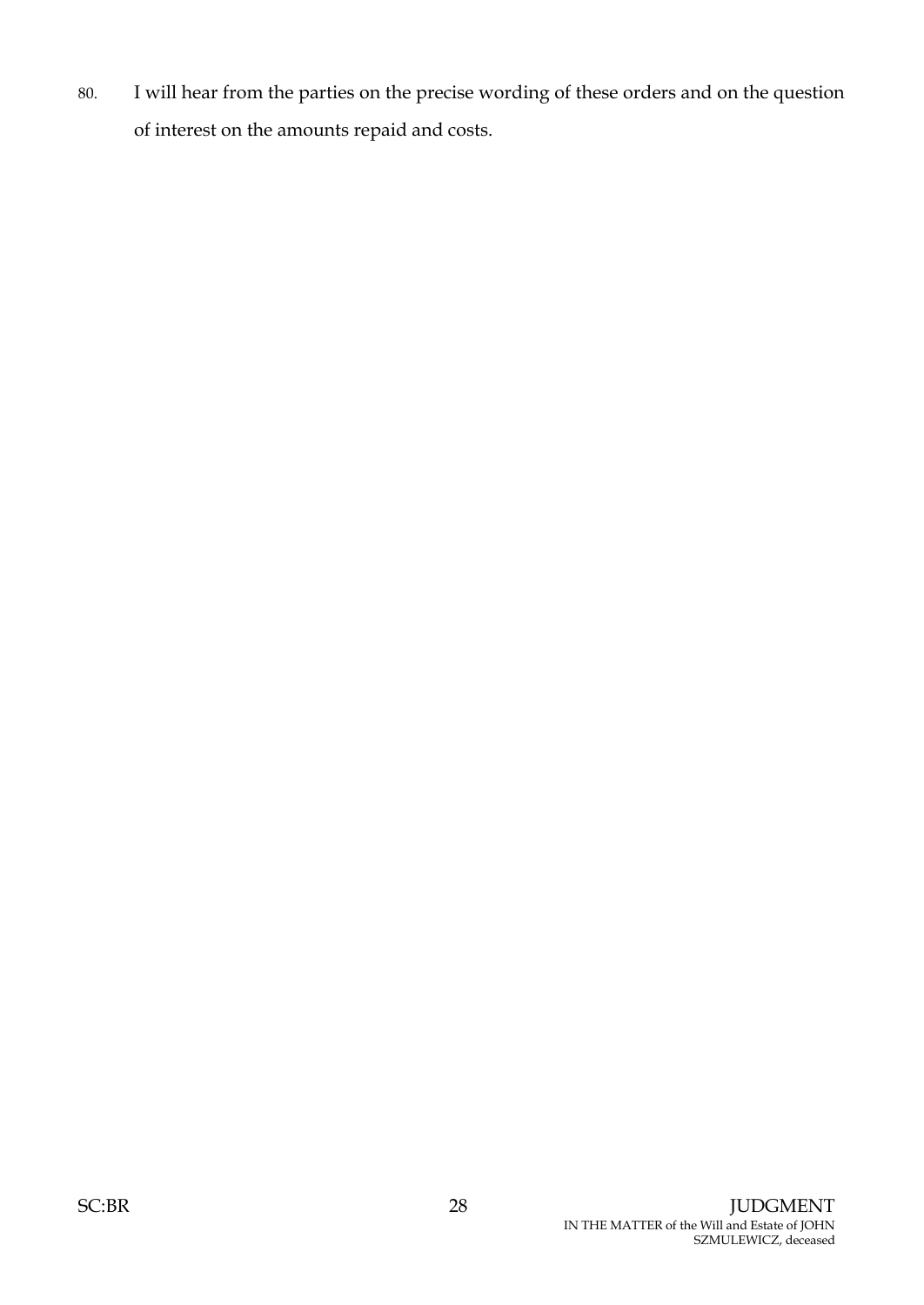80. I will hear from the parties on the precise wording of these orders and on the question of interest on the amounts repaid and costs.